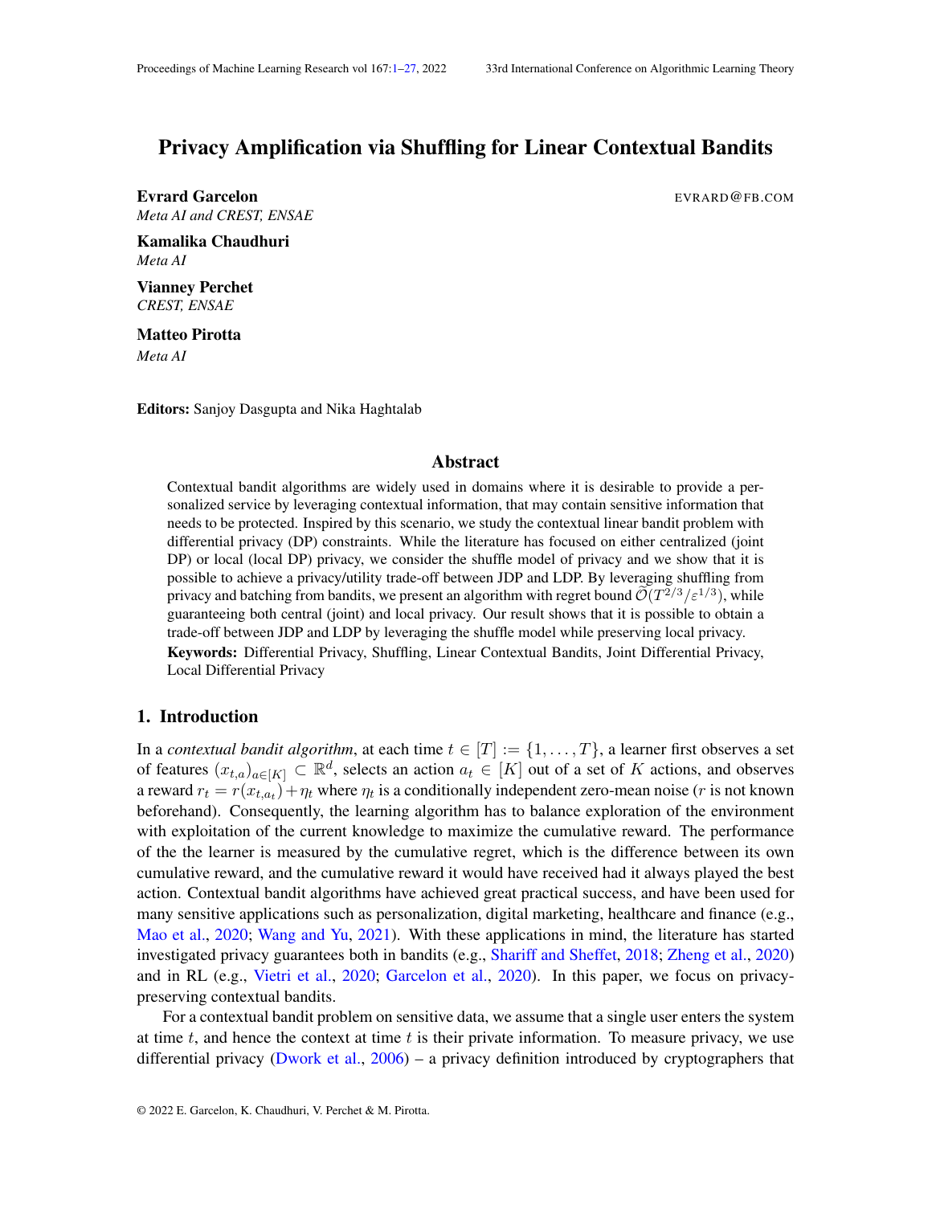# Privacy Amplification via Shuffling for Linear Contextual Bandits

**Evrard Garcelon** EVRARD@FB.COM
*Meta AI and CREST, ENSAE*

**Kamalika Chaudhuri**
*Meta AI*

**Vianney Perchet**
*CREST, ENSAE*

**Matteo Pirotta**
*Meta AI*

**Editors:** Sanjoy Dasgupta and Nika Haghtalab

## Abstract

Contextual bandit algorithms are widely used in domains where it is desirable to provide a personalized service by leveraging contextual information, that may contain sensitive information that needs to be protected. Inspired by this scenario, we study the contextual linear bandit problem with differential privacy (DP) constraints. While the literature has focused on either centralized (joint DP) or local (local DP) privacy, we consider the shuffle model of privacy and we show that it is possible to achieve a privacy/utility trade-off between JDP and LDP. By leveraging shuffling from privacy and batching from bandits, we present an algorithm with regret bound $\widetilde{\mathcal{O}}(T^{2/3}/\varepsilon^{1/3})$, while guaranteeing both central (joint) and local privacy. Our result shows that it is possible to obtain a trade-off between JDP and LDP by leveraging the shuffle model while preserving local privacy.

**Keywords:** Differential Privacy, Shuffling, Linear Contextual Bandits, Joint Differential Privacy, Local Differential Privacy

## 1. Introduction

In a *contextual bandit algorithm*, at each time $t \in [T] := \{1, \dots, T\}$, a learner first observes a set of features $(x_{t,a})_{a\in[K]} \subset \mathbb{R}^d$, selects an action $a_t \in [K]$ out of a set of $K$ actions, and observes a reward $r_t = r(x_{t,a_t}) + \eta_t$ where $\eta_t$ is a conditionally independent zero-mean noise ($r$ is not known beforehand). Consequently, the learning algorithm has to balance exploration of the environment with exploitation of the current knowledge to maximize the cumulative reward. The performance of the the learner is measured by the cumulative regret, which is the difference between its own cumulative reward, and the cumulative reward it would have received had it always played the best action. Contextual bandit algorithms have achieved great practical success, and have been used for many sensitive applications such as personalization, digital marketing, healthcare and finance (e.g., Mao et al., 2020; Wang and Yu, 2021). With these applications in mind, the literature has started investigated privacy guarantees both in bandits (e.g., Shariff and Sheffet, 2018; Zheng et al., 2020) and in RL (e.g., Vietri et al., 2020; Garcelon et al., 2020). In this paper, we focus on privacy-preserving contextual bandits.

For a contextual bandit problem on sensitive data, we assume that a single user enters the system at time $t$, and hence the context at time $t$ is their private information. To measure privacy, we use differential privacy (Dwork et al., 2006) – a privacy definition introduced by cryptographers that

© 2022 E. Garcelon, K. Chaudhuri, V. Perchet & M. Pirotta.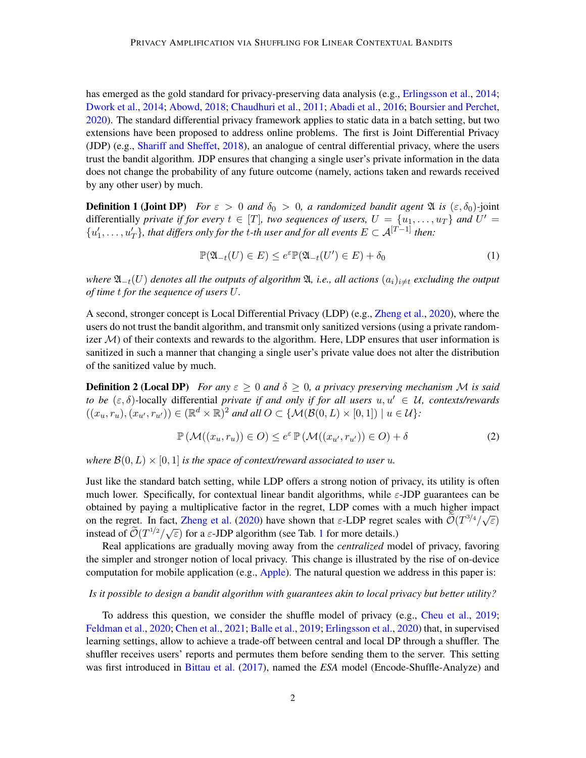has emerged as the gold standard for privacy-preserving data analysis (e.g., Erlingsson et al., 2014; Dwork et al., 2014; Abowd, 2018; Chaudhuri et al., 2011; Abadi et al., 2016; Boursier and Perchet, 2020). The standard differential privacy framework applies to static data in a batch setting, but two extensions have been proposed to address online problems. The first is Joint Differential Privacy (JDP) (e.g., Shariff and Sheffet, 2018), an analogue of central differential privacy, where the users trust the bandit algorithm. JDP ensures that changing a single user's private information in the data does not change the probability of any future outcome (namely, actions taken and rewards received by any other user) by much.

**Definition 1 (Joint DP)** *For $\varepsilon > 0$ and $\delta_0 > 0$, a randomized bandit agent $\mathfrak{A}$ is* $(\varepsilon, \delta_0)$-joint differentially *private if for every $t \in [T]$, two sequences of users, $U = \{u_1, \ldots, u_T\}$ and $U' = \{u'_1, \ldots, u'_T\}$, that differs only for the $t$-th user and for all events $E \subset \mathcal{A}^{[T-1]}$ then:*

$$\mathbb{P}(\mathfrak{A}_{-t}(U) \in E) \leq e^{\varepsilon}\mathbb{P}(\mathfrak{A}_{-t}(U') \in E) + \delta_0 \tag{1}$$

*where $\mathfrak{A}_{-t}(U)$ denotes all the outputs of algorithm $\mathfrak{A}$, i.e., all actions $(a_i)_{i \neq t}$ excluding the output of time $t$ for the sequence of users $U$.*

A second, stronger concept is Local Differential Privacy (LDP) (e.g., Zheng et al., 2020), where the users do not trust the bandit algorithm, and transmit only sanitized versions (using a private randomizer $\mathcal{M}$) of their contexts and rewards to the algorithm. Here, LDP ensures that user information is sanitized in such a manner that changing a single user's private value does not alter the distribution of the sanitized value by much.

**Definition 2 (Local DP)** *For any $\varepsilon \geq 0$ and $\delta \geq 0$, a privacy preserving mechanism $\mathcal{M}$ is said to be* $(\varepsilon, \delta)$-locally differential *private if and only if for all users $u, u' \in \mathcal{U}$, contexts/rewards $((x_u, r_u), (x_{u'}, r_{u'})) \in (\mathbb{R}^d \times \mathbb{R})^2$ and all $O \subset \{\mathcal{M}(\mathcal{B}(0, L) \times [0, 1]) \mid u \in \mathcal{U}\}$:*

$$\mathbb{P}\left(\mathcal{M}((x_u, r_u)) \in O\right) \leq e^{\varepsilon}\, \mathbb{P}\left(\mathcal{M}((x_{u'}, r_{u'})) \in O\right) + \delta \tag{2}$$

*where $\mathcal{B}(0, L) \times [0, 1]$ is the space of context/reward associated to user $u$.*

Just like the standard batch setting, while LDP offers a strong notion of privacy, its utility is often much lower. Specifically, for contextual linear bandit algorithms, while $\varepsilon$-JDP guarantees can be obtained by paying a multiplicative factor in the regret, LDP comes with a much higher impact on the regret. In fact, Zheng et al. (2020) have shown that $\varepsilon$-LDP regret scales with $\widetilde{\mathcal{O}}(T^{3/4}/\sqrt{\varepsilon})$ instead of $\widetilde{\mathcal{O}}(T^{1/2}/\sqrt{\varepsilon})$ for a $\varepsilon$-JDP algorithm (see Tab. 1 for more details.)

Real applications are gradually moving away from the *centralized* model of privacy, favoring the simpler and stronger notion of local privacy. This change is illustrated by the rise of on-device computation for mobile application (e.g., Apple). The natural question we address in this paper is:

*Is it possible to design a bandit algorithm with guarantees akin to local privacy but better utility?*

To address this question, we consider the shuffle model of privacy (e.g., Cheu et al., 2019; Feldman et al., 2020; Chen et al., 2021; Balle et al., 2019; Erlingsson et al., 2020) that, in supervised learning settings, allow to achieve a trade-off between central and local DP through a shuffler. The shuffler receives users' reports and permutes them before sending them to the server. This setting was first introduced in Bittau et al. (2017), named the *ESA* model (Encode-Shuffle-Analyze) and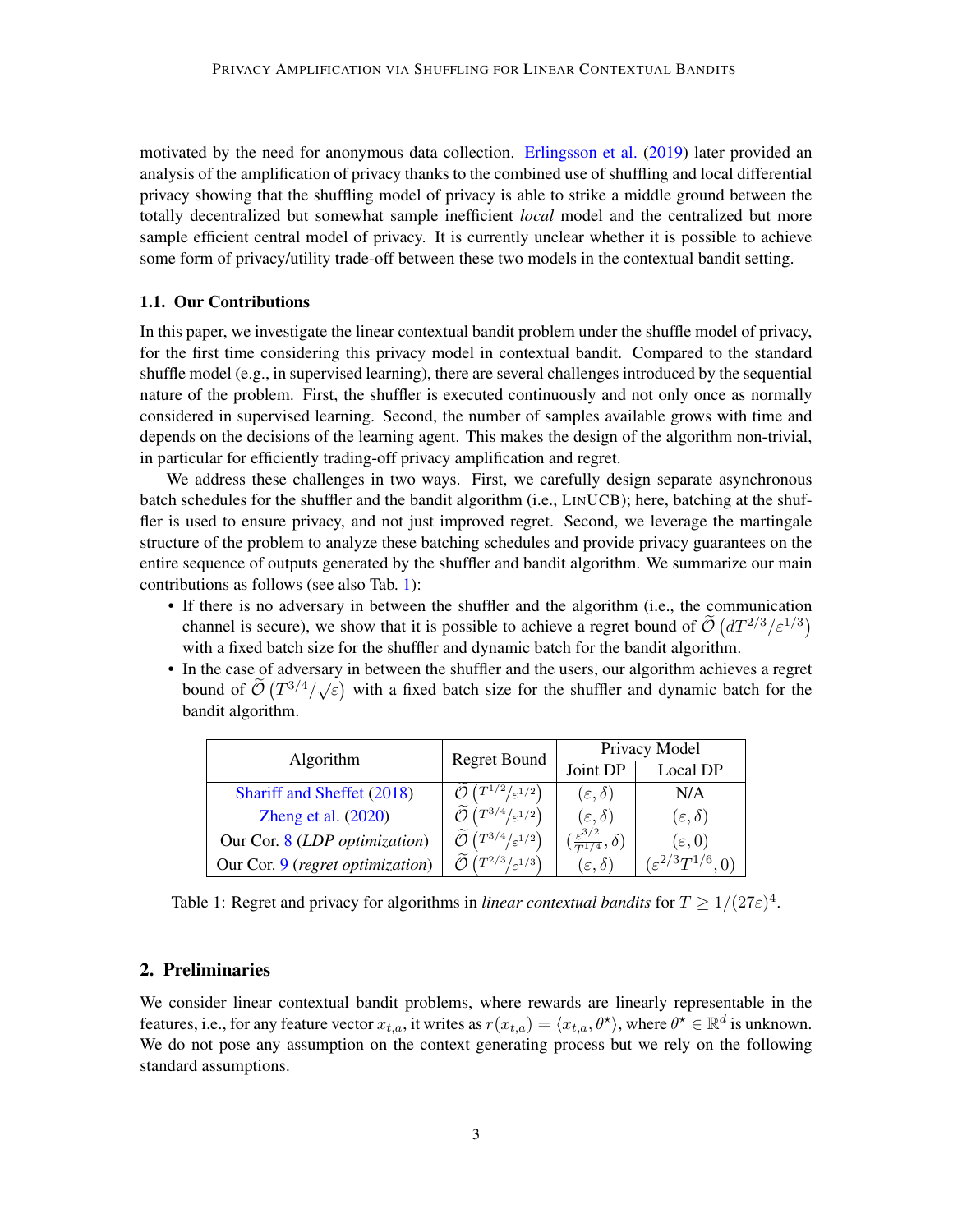motivated by the need for anonymous data collection. Erlingsson et al. (2019) later provided an analysis of the amplification of privacy thanks to the combined use of shuffling and local differential privacy showing that the shuffling model of privacy is able to strike a middle ground between the totally decentralized but somewhat sample inefficient *local* model and the centralized but more sample efficient central model of privacy. It is currently unclear whether it is possible to achieve some form of privacy/utility trade-off between these two models in the contextual bandit setting.

### 1.1. Our Contributions

In this paper, we investigate the linear contextual bandit problem under the shuffle model of privacy, for the first time considering this privacy model in contextual bandit. Compared to the standard shuffle model (e.g., in supervised learning), there are several challenges introduced by the sequential nature of the problem. First, the shuffler is executed continuously and not only once as normally considered in supervised learning. Second, the number of samples available grows with time and depends on the decisions of the learning agent. This makes the design of the algorithm non-trivial, in particular for efficiently trading-off privacy amplification and regret.

We address these challenges in two ways. First, we carefully design separate asynchronous batch schedules for the shuffler and the bandit algorithm (i.e., LinUCB); here, batching at the shuffler is used to ensure privacy, and not just improved regret. Second, we leverage the martingale structure of the problem to analyze these batching schedules and provide privacy guarantees on the entire sequence of outputs generated by the shuffler and bandit algorithm. We summarize our main contributions as follows (see also Tab. 1):

- If there is no adversary in between the shuffler and the algorithm (i.e., the communication channel is secure), we show that it is possible to achieve a regret bound of $\widetilde{\mathcal{O}}\left(dT^{2/3}/\varepsilon^{1/3}\right)$ with a fixed batch size for the shuffler and dynamic batch for the bandit algorithm.
- In the case of adversary in between the shuffler and the users, our algorithm achieves a regret bound of $\widetilde{\mathcal{O}}\left(T^{3/4}/\sqrt{\varepsilon}\right)$ with a fixed batch size for the shuffler and dynamic batch for the bandit algorithm.

| Algorithm | Regret Bound | Privacy Model | |
|---|---|---|---|
| | | Joint DP | Local DP |
| Shariff and Sheffet (2018) | $\widetilde{\mathcal{O}}\left(T^{1/2}/\varepsilon^{1/2}\right)$ | $(\varepsilon, \delta)$ | N/A |
| Zheng et al. (2020) | $\widetilde{\mathcal{O}}\left(T^{3/4}/\varepsilon^{1/2}\right)$ | $(\varepsilon, \delta)$ | $(\varepsilon, \delta)$ |
| Our Cor. 8 (*LDP optimization*) | $\widetilde{\mathcal{O}}\left(T^{3/4}/\varepsilon^{1/2}\right)$ | $(\frac{\varepsilon^{3/2}}{T^{1/4}}, \delta)$ | $(\varepsilon, 0)$ |
| Our Cor. 9 (*regret optimization*) | $\widetilde{\mathcal{O}}\left(T^{2/3}/\varepsilon^{1/3}\right)$ | $(\varepsilon, \delta)$ | $(\varepsilon^{2/3}T^{1/6}, 0)$ |

Table 1: Regret and privacy for algorithms in *linear contextual bandits* for $T \geq 1/(27\varepsilon)^4$.

## 2. Preliminaries

We consider linear contextual bandit problems, where rewards are linearly representable in the features, i.e., for any feature vector $x_{t,a}$, it writes as $r(x_{t,a}) = \langle x_{t,a}, \theta^\star \rangle$, where $\theta^\star \in \mathbb{R}^d$ is unknown. We do not pose any assumption on the context generating process but we rely on the following standard assumptions.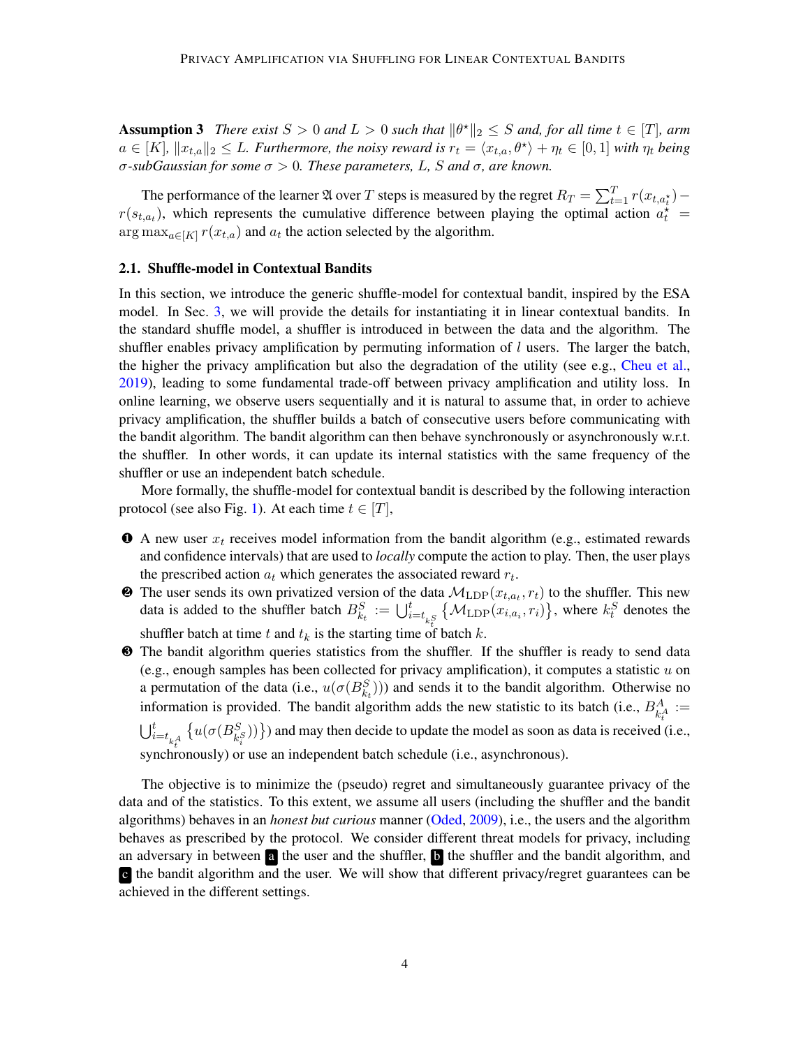**Assumption 3** *There exist $S > 0$ and $L > 0$ such that $\|\theta^\star\|_2 \le S$ and, for all time $t \in [T]$, arm $a \in [K]$, $\|x_{t,a}\|_2 \le L$. Furthermore, the noisy reward is $r_t = \langle x_{t,a}, \theta^\star \rangle + \eta_t \in [0,1]$ with $\eta_t$ being $\sigma$-subGaussian for some $\sigma > 0$. These parameters, $L$, $S$ and $\sigma$, are known.*

The performance of the learner $\mathfrak{A}$ over $T$ steps is measured by the regret $R_T = \sum_{t=1}^{T} r(x_{t,a_t^\star}) - r(s_{t,a_t})$, which represents the cumulative difference between playing the optimal action $a_t^\star = \arg\max_{a\in[K]} r(x_{t,a})$ and $a_t$ the action selected by the algorithm.

### 2.1. Shuffle-model in Contextual Bandits

In this section, we introduce the generic shuffle-model for contextual bandit, inspired by the ESA model. In Sec. 3, we will provide the details for instantiating it in linear contextual bandits. In the standard shuffle model, a shuffler is introduced in between the data and the algorithm. The shuffler enables privacy amplification by permuting information of $l$ users. The larger the batch, the higher the privacy amplification but also the degradation of the utility (see e.g., Cheu et al., 2019), leading to some fundamental trade-off between privacy amplification and utility loss. In online learning, we observe users sequentially and it is natural to assume that, in order to achieve privacy amplification, the shuffler builds a batch of consecutive users before communicating with the bandit algorithm. The bandit algorithm can then behave synchronously or asynchronously w.r.t. the shuffler. In other words, it can update its internal statistics with the same frequency of the shuffler or use an independent batch schedule.

More formally, the shuffle-model for contextual bandit is described by the following interaction protocol (see also Fig. 1). At each time $t \in [T]$,

❶ A new user $x_t$ receives model information from the bandit algorithm (e.g., estimated rewards and confidence intervals) that are used to *locally* compute the action to play. Then, the user plays the prescribed action $a_t$ which generates the associated reward $r_t$.

❷ The user sends its own privatized version of the data $\mathcal{M}_{\text{LDP}}(x_{t,a_t}, r_t)$ to the shuffler. This new data is added to the shuffler batch $B^S_{k_t} := \bigcup_{i=t_{k_t^S}}^{t} \{\mathcal{M}_{\text{LDP}}(x_{i,a_i}, r_i)\}$, where $k_t^S$ denotes the shuffler batch at time $t$ and $t_k$ is the starting time of batch $k$.

❸ The bandit algorithm queries statistics from the shuffler. If the shuffler is ready to send data (e.g., enough samples has been collected for privacy amplification), it computes a statistic $u$ on a permutation of the data (i.e., $u(\sigma(B^S_{k_t}))$) and sends it to the bandit algorithm. Otherwise no information is provided. The bandit algorithm adds the new statistic to its batch (i.e., $B^A_{k_t^A} := \bigcup_{i=t_{k_t^A}}^{t} \{u(\sigma(B^S_{k_i^S}))\}$) and may then decide to update the model as soon as data is received (i.e., synchronously) or use an independent batch schedule (i.e., asynchronous).

The objective is to minimize the (pseudo) regret and simultaneously guarantee privacy of the data and of the statistics. To this extent, we assume all users (including the shuffler and the bandit algorithms) behaves in an *honest but curious* manner (Oded, 2009), i.e., the users and the algorithm behaves as prescribed by the protocol. We consider different threat models for privacy, including an adversary in between **a** the user and the shuffler, **b** the shuffler and the bandit algorithm, and **c** the bandit algorithm and the user. We will show that different privacy/regret guarantees can be achieved in the different settings.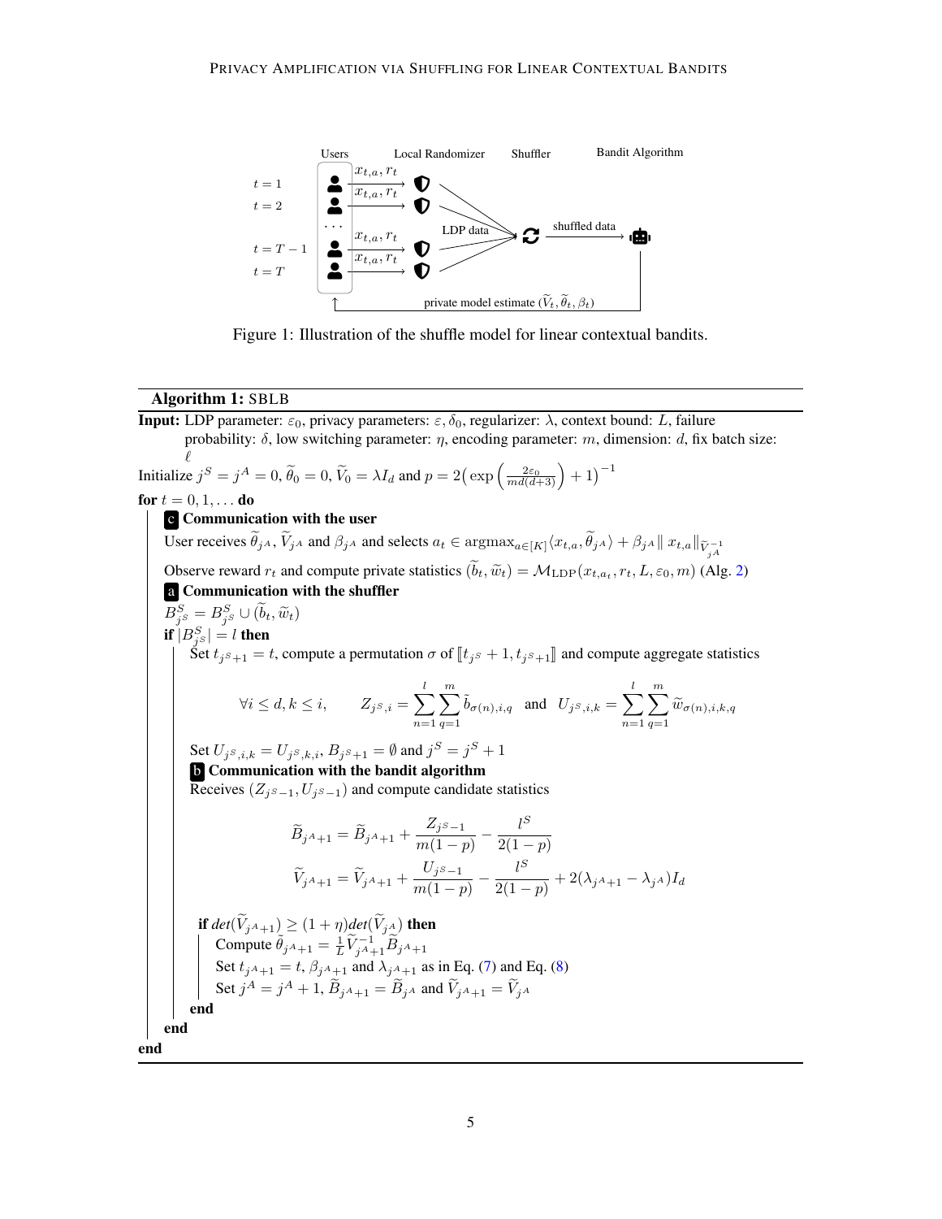Figure 1: Illustration of the shuffle model for linear contextual bandits.

---

**Algorithm 1:** SBLB

**Input:** LDP parameter: $\varepsilon_0$, privacy parameters: $\varepsilon, \delta_0$, regularizer: $\lambda$, context bound: $L$, failure probability: $\delta$, low switching parameter: $\eta$, encoding parameter: $m$, dimension: $d$, fix batch size: $\ell$

Initialize $j^S = j^A = 0$, $\widetilde{\theta}_0 = 0$, $\widetilde{V}_0 = \lambda I_d$ and $p = 2\big(\exp\Big(\frac{2\varepsilon_0}{md(d+3)}\Big) + 1\big)^{-1}$

**for** $t = 0, 1, \ldots$ **do**

- **c Communication with the user**

  User receives $\widetilde{\theta}_{j^A}$, $\widetilde{V}_{j^A}$ and $\beta_{j^A}$ and selects $a_t \in \operatorname{argmax}_{a\in[K]} \langle x_{t,a}, \widetilde{\theta}_{j^A}\rangle + \beta_{j^A} \| x_{t,a}\|_{\widetilde{V}^{-1}_{j^A}}$

  Observe reward $r_t$ and compute private statistics $(\widetilde{b}_t, \widetilde{w}_t) = \mathcal{M}_{\mathrm{LDP}}(x_{t,a_t}, r_t, L, \varepsilon_0, m)$ (Alg. 2)

- **a Communication with the shuffler**

  $B^S_{j^S} = B^S_{j^S} \cup (\widetilde{b}_t, \widetilde{w}_t)$

  **if** $|B^S_{j^S}| = l$ **then**

  - Set $t_{j^S+1} = t$, compute a permutation $\sigma$ of $[\![ t_{j^S} + 1, t_{j^S+1} ]\!]$ and compute aggregate statistics

$$\forall i \le d, k \le i, \qquad Z_{j^S,i} = \sum_{n=1}^{l}\sum_{q=1}^{m} \widetilde{b}_{\sigma(n),i,q} \quad \text{and} \quad U_{j^S,i,k} = \sum_{n=1}^{l}\sum_{q=1}^{m} \widetilde{w}_{\sigma(n),i,k,q}$$

  - Set $U_{j^S,i,k} = U_{j^S,k,i}$, $B_{j^S+1} = \emptyset$ and $j^S = j^S + 1$

  - **b Communication with the bandit algorithm**

    Receives $(Z_{j^S-1}, U_{j^S-1})$ and compute candidate statistics

$$\widetilde{B}_{j^A+1} = \widetilde{B}_{j^A+1} + \frac{Z_{j^S-1}}{m(1-p)} - \frac{l^S}{2(1-p)}$$

$$\widetilde{V}_{j^A+1} = \widetilde{V}_{j^A+1} + \frac{U_{j^S-1}}{m(1-p)} - \frac{l^S}{2(1-p)} + 2(\lambda_{j^A+1} - \lambda_{j^A}) I_d$$

    **if** $det(\widetilde{V}_{j^A+1}) \ge (1+\eta) det(\widetilde{V}_{j^A})$ **then**

    - Compute $\widetilde{\theta}_{j^A+1} = \frac{1}{L}\widetilde{V}^{-1}_{j^A+1}\widetilde{B}_{j^A+1}$
    - Set $t_{j^A+1} = t$, $\beta_{j^A+1}$ and $\lambda_{j^A+1}$ as in Eq. (7) and Eq. (8)
    - Set $j^A = j^A + 1$, $\widetilde{B}_{j^A+1} = \widetilde{B}_{j^A}$ and $\widetilde{V}_{j^A+1} = \widetilde{V}_{j^A}$

    **end**

  **end**

**end**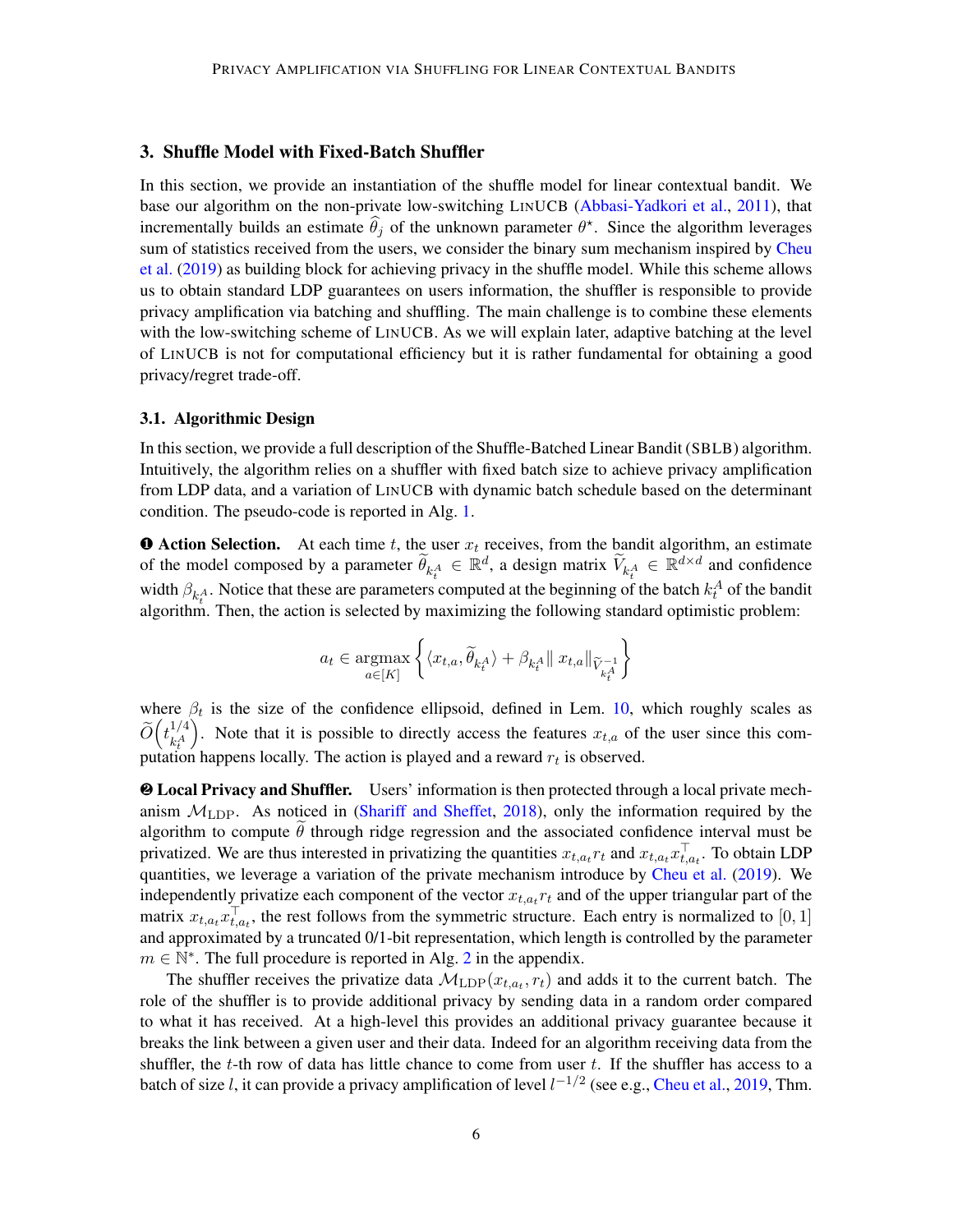## 3. Shuffle Model with Fixed-Batch Shuffler

In this section, we provide an instantiation of the shuffle model for linear contextual bandit. We base our algorithm on the non-private low-switching LinUCB (Abbasi-Yadkori et al., 2011), that incrementally builds an estimate $\widehat{\theta}_j$ of the unknown parameter $\theta^\star$. Since the algorithm leverages sum of statistics received from the users, we consider the binary sum mechanism inspired by Cheu et al. (2019) as building block for achieving privacy in the shuffle model. While this scheme allows us to obtain standard LDP guarantees on users information, the shuffler is responsible to provide privacy amplification via batching and shuffling. The main challenge is to combine these elements with the low-switching scheme of LinUCB. As we will explain later, adaptive batching at the level of LinUCB is not for computational efficiency but it is rather fundamental for obtaining a good privacy/regret trade-off.

### 3.1. Algorithmic Design

In this section, we provide a full description of the Shuffle-Batched Linear Bandit (SBLB) algorithm. Intuitively, the algorithm relies on a shuffler with fixed batch size to achieve privacy amplification from LDP data, and a variation of LinUCB with dynamic batch schedule based on the determinant condition. The pseudo-code is reported in Alg. 1.

**❶ Action Selection.** At each time $t$, the user $x_t$ receives, from the bandit algorithm, an estimate of the model composed by a parameter $\widetilde{\theta}_{k_t^A} \in \mathbb{R}^d$, a design matrix $\widetilde{V}_{k_t^A} \in \mathbb{R}^{d\times d}$ and confidence width $\beta_{k_t^A}$. Notice that these are parameters computed at the beginning of the batch $k_t^A$ of the bandit algorithm. Then, the action is selected by maximizing the following standard optimistic problem:

$$a_t \in \operatorname*{argmax}_{a\in[K]} \left\{ \langle x_{t,a}, \widetilde{\theta}_{k_t^A} \rangle + \beta_{k_t^A} \| \, x_{t,a} \|_{\widetilde{V}^{-1}_{k_t^A}} \right\}$$

where $\beta_t$ is the size of the confidence ellipsoid, defined in Lem. 10, which roughly scales as $\widetilde{O}\left(t_{k_t^A}^{1/4}\right)$. Note that it is possible to directly access the features $x_{t,a}$ of the user since this computation happens locally. The action is played and a reward $r_t$ is observed.

**❷ Local Privacy and Shuffler.** Users' information is then protected through a local private mechanism $\mathcal{M}_{\text{LDP}}$. As noticed in (Shariff and Sheffet, 2018), only the information required by the algorithm to compute $\widetilde{\theta}$ through ridge regression and the associated confidence interval must be privatized. We are thus interested in privatizing the quantities $x_{t,a_t} r_t$ and $x_{t,a_t} x_{t,a_t}^\top$. To obtain LDP quantities, we leverage a variation of the private mechanism introduce by Cheu et al. (2019). We independently privatize each component of the vector $x_{t,a_t} r_t$ and of the upper triangular part of the matrix $x_{t,a_t} x_{t,a_t}^\top$, the rest follows from the symmetric structure. Each entry is normalized to $[0, 1]$ and approximated by a truncated 0/1-bit representation, which length is controlled by the parameter $m \in \mathbb{N}^*$. The full procedure is reported in Alg. 2 in the appendix.

The shuffler receives the privatize data $\mathcal{M}_{\text{LDP}}(x_{t,a_t}, r_t)$ and adds it to the current batch. The role of the shuffler is to provide additional privacy by sending data in a random order compared to what it has received. At a high-level this provides an additional privacy guarantee because it breaks the link between a given user and their data. Indeed for an algorithm receiving data from the shuffler, the $t$-th row of data has little chance to come from user $t$. If the shuffler has access to a batch of size $l$, it can provide a privacy amplification of level $l^{-1/2}$ (see e.g., Cheu et al., 2019, Thm.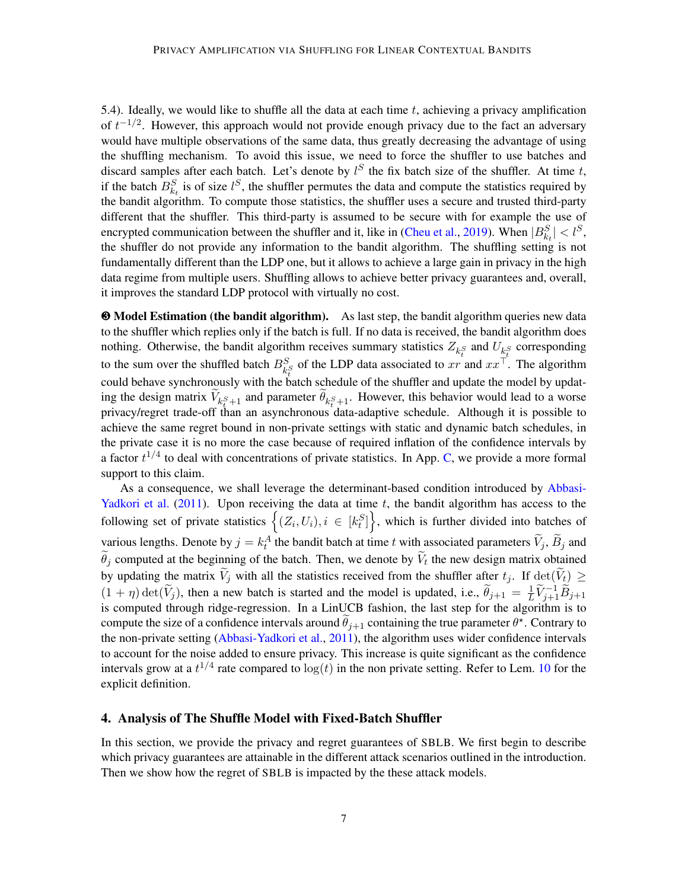5.4). Ideally, we would like to shuffle all the data at each time $t$, achieving a privacy amplification of $t^{-1/2}$. However, this approach would not provide enough privacy due to the fact an adversary would have multiple observations of the same data, thus greatly decreasing the advantage of using the shuffling mechanism. To avoid this issue, we need to force the shuffler to use batches and discard samples after each batch. Let's denote by $l^S$ the fix batch size of the shuffler. At time $t$, if the batch $B^S_{k_t}$ is of size $l^S$, the shuffler permutes the data and compute the statistics required by the bandit algorithm. To compute those statistics, the shuffler uses a secure and trusted third-party different that the shuffler. This third-party is assumed to be secure with for example the use of encrypted communication between the shuffler and it, like in (Cheu et al., 2019). When $|B^S_{k_t}| < l^S$, the shuffler do not provide any information to the bandit algorithm. The shuffling setting is not fundamentally different than the LDP one, but it allows to achieve a large gain in privacy in the high data regime from multiple users. Shuffling allows to achieve better privacy guarantees and, overall, it improves the standard LDP protocol with virtually no cost.

**❸ Model Estimation (the bandit algorithm).** As last step, the bandit algorithm queries new data to the shuffler which replies only if the batch is full. If no data is received, the bandit algorithm does nothing. Otherwise, the bandit algorithm receives summary statistics $Z_{k_t^S}$ and $U_{k_t^S}$ corresponding to the sum over the shuffled batch $B^S_{k_t^S}$ of the LDP data associated to $xr$ and $xx^\top$. The algorithm could behave synchronously with the batch schedule of the shuffler and update the model by updating the design matrix $\widetilde{V}_{k_t^S+1}$ and parameter $\widetilde{\theta}_{k_t^S+1}$. However, this behavior would lead to a worse privacy/regret trade-off than an asynchronous data-adaptive schedule. Although it is possible to achieve the same regret bound in non-private settings with static and dynamic batch schedules, in the private case it is no more the case because of required inflation of the confidence intervals by a factor $t^{1/4}$ to deal with concentrations of private statistics. In App. C, we provide a more formal support to this claim.

As a consequence, we shall leverage the determinant-based condition introduced by Abbasi-Yadkori et al. (2011). Upon receiving the data at time $t$, the bandit algorithm has access to the following set of private statistics $\left\{(Z_i, U_i), i \in [k_t^S]\right\}$, which is further divided into batches of various lengths. Denote by $j = k_t^A$ the bandit batch at time $t$ with associated parameters $\widetilde{V}_j$, $\widetilde{B}_j$ and $\widetilde{\theta}_j$ computed at the beginning of the batch. Then, we denote by $\widetilde{V}_t$ the new design matrix obtained by updating the matrix $\widetilde{V}_j$ with all the statistics received from the shuffler after $t_j$. If $\det(\widetilde{V}_t) \geq (1+\eta)\det(\widetilde{V}_j)$, then a new batch is started and the model is updated, i.e., $\widetilde{\theta}_{j+1} = \frac{1}{L}\widetilde{V}_{j+1}^{-1}\widetilde{B}_{j+1}$ is computed through ridge-regression. In a LinUCB fashion, the last step for the algorithm is to compute the size of a confidence intervals around $\widetilde{\theta}_{j+1}$ containing the true parameter $\theta^\star$. Contrary to the non-private setting (Abbasi-Yadkori et al., 2011), the algorithm uses wider confidence intervals to account for the noise added to ensure privacy. This increase is quite significant as the confidence intervals grow at a $t^{1/4}$ rate compared to $\log(t)$ in the non private setting. Refer to Lem. 10 for the explicit definition.

## 4. Analysis of The Shuffle Model with Fixed-Batch Shuffler

In this section, we provide the privacy and regret guarantees of SBLB. We first begin to describe which privacy guarantees are attainable in the different attack scenarios outlined in the introduction. Then we show how the regret of SBLB is impacted by the these attack models.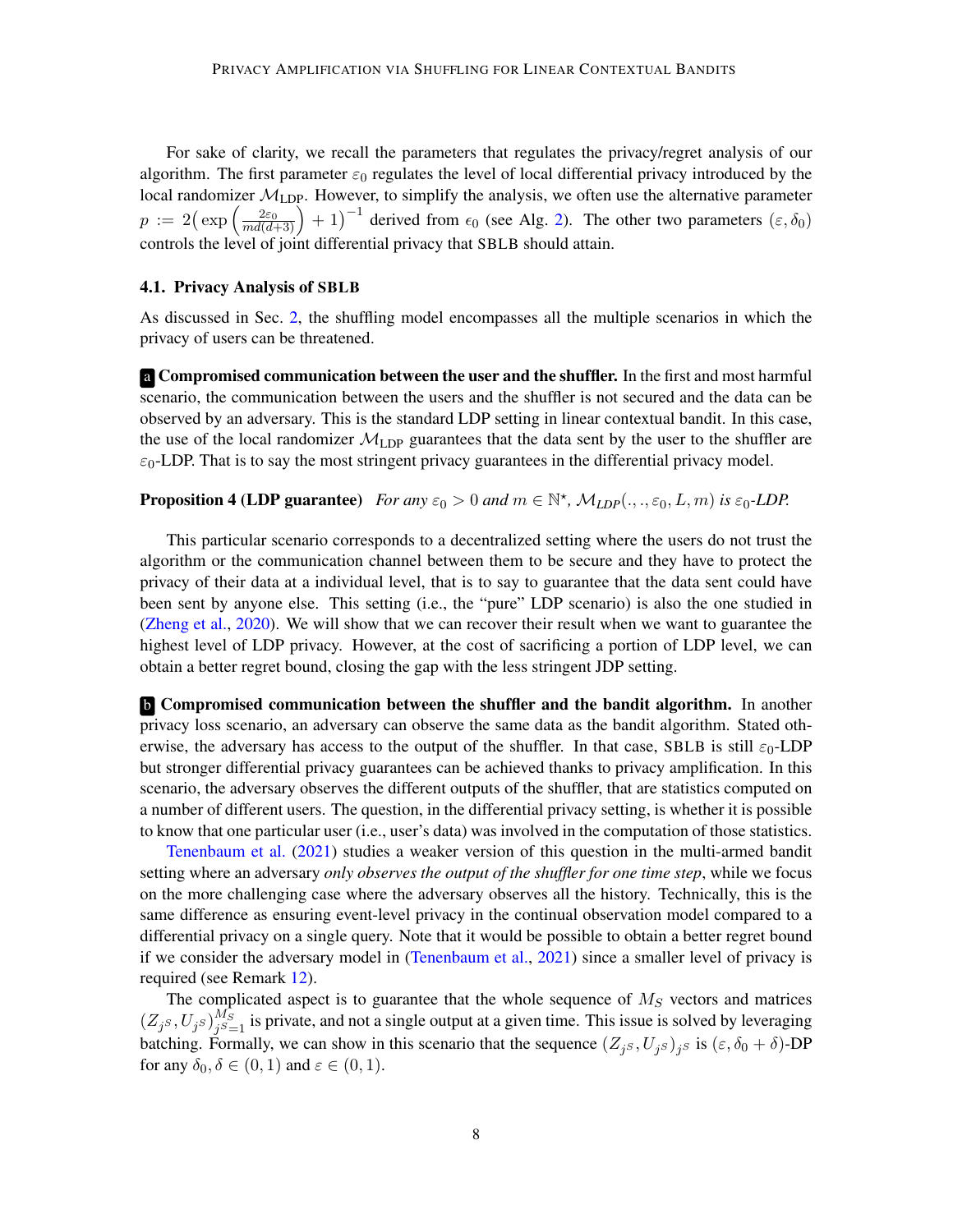For sake of clarity, we recall the parameters that regulates the privacy/regret analysis of our algorithm. The first parameter $\varepsilon_0$ regulates the level of local differential privacy introduced by the local randomizer $\mathcal{M}_{\text{LDP}}$. However, to simplify the analysis, we often use the alternative parameter $p := 2\big(\exp\left(\frac{2\varepsilon_0}{md(d+3)}\right) + 1\big)^{-1}$ derived from $\epsilon_0$ (see Alg. 2). The other two parameters $(\varepsilon, \delta_0)$ controls the level of joint differential privacy that SBLB should attain.

### 4.1. Privacy Analysis of SBLB

As discussed in Sec. 2, the shuffling model encompasses all the multiple scenarios in which the privacy of users can be threatened.

**a Compromised communication between the user and the shuffler.** In the first and most harmful scenario, the communication between the users and the shuffler is not secured and the data can be observed by an adversary. This is the standard LDP setting in linear contextual bandit. In this case, the use of the local randomizer $\mathcal{M}_{\text{LDP}}$ guarantees that the data sent by the user to the shuffler are $\varepsilon_0$-LDP. That is to say the most stringent privacy guarantees in the differential privacy model.

**Proposition 4 (LDP guarantee)** *For any $\varepsilon_0 > 0$ and $m \in \mathbb{N}^\star$, $\mathcal{M}_{LDP}(.,.,\varepsilon_0, L, m)$ is $\varepsilon_0$-LDP.*

This particular scenario corresponds to a decentralized setting where the users do not trust the algorithm or the communication channel between them to be secure and they have to protect the privacy of their data at a individual level, that is to say to guarantee that the data sent could have been sent by anyone else. This setting (i.e., the "pure" LDP scenario) is also the one studied in (Zheng et al., 2020). We will show that we can recover their result when we want to guarantee the highest level of LDP privacy. However, at the cost of sacrificing a portion of LDP level, we can obtain a better regret bound, closing the gap with the less stringent JDP setting.

**b Compromised communication between the shuffler and the bandit algorithm.** In another privacy loss scenario, an adversary can observe the same data as the bandit algorithm. Stated otherwise, the adversary has access to the output of the shuffler. In that case, SBLB is still $\varepsilon_0$-LDP but stronger differential privacy guarantees can be achieved thanks to privacy amplification. In this scenario, the adversary observes the different outputs of the shuffler, that are statistics computed on a number of different users. The question, in the differential privacy setting, is whether it is possible to know that one particular user (i.e., user's data) was involved in the computation of those statistics.

Tenenbaum et al. (2021) studies a weaker version of this question in the multi-armed bandit setting where an adversary *only observes the output of the shuffler for one time step*, while we focus on the more challenging case where the adversary observes all the history. Technically, this is the same difference as ensuring event-level privacy in the continual observation model compared to a differential privacy on a single query. Note that it would be possible to obtain a better regret bound if we consider the adversary model in (Tenenbaum et al., 2021) since a smaller level of privacy is required (see Remark 12).

The complicated aspect is to guarantee that the whole sequence of $M_S$ vectors and matrices $(Z_{j^S}, U_{j^S})_{j^S=1}^{M_S}$ is private, and not a single output at a given time. This issue is solved by leveraging batching. Formally, we can show in this scenario that the sequence $(Z_{j^S}, U_{j^S})_{j^S}$ is $(\varepsilon, \delta_0 + \delta)$-DP for any $\delta_0, \delta \in (0, 1)$ and $\varepsilon \in (0, 1)$.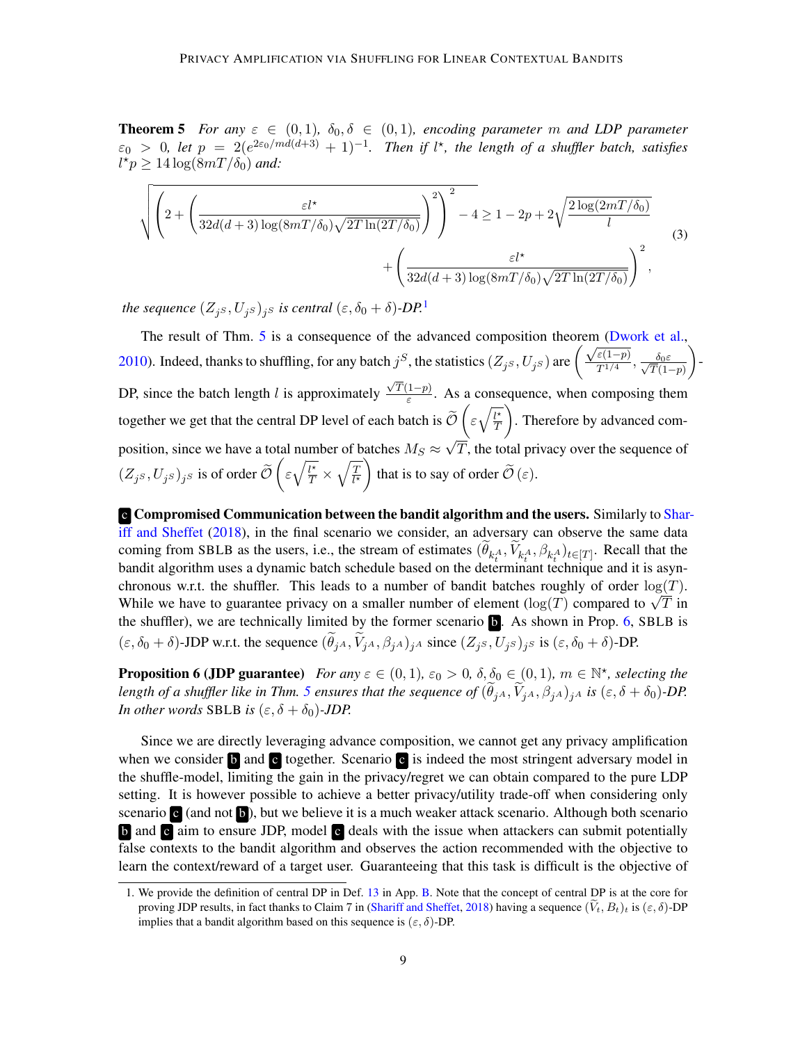**Theorem 5** *For any $\varepsilon \in (0,1)$, $\delta_0, \delta \in (0,1)$, encoding parameter $m$ and LDP parameter $\varepsilon_0 > 0$, let $p = 2(e^{2\varepsilon_0/md(d+3)} + 1)^{-1}$. Then if $l^\star$, the length of a shuffler batch, satisfies $l^\star p \geq 14\log(8mT/\delta_0)$ and:*

$$
\sqrt{\left(2 + \left(\frac{\varepsilon l^\star}{32d(d+3)\log(8mT/\delta_0)\sqrt{2T\ln(2T/\delta_0)}}\right)^2\right)^2 - 4} \geq 1 - 2p + 2\sqrt{\frac{2\log(2mT/\delta_0)}{l}} + \left(\frac{\varepsilon l^\star}{32d(d+3)\log(8mT/\delta_0)\sqrt{2T\ln(2T/\delta_0)}}\right)^2, \tag{3}
$$

*the sequence $(Z_{j^S}, U_{j^S})_{j^S}$ is central $(\varepsilon, \delta_0 + \delta)$-DP.*[1]

The result of Thm. 5 is a consequence of the advanced composition theorem (Dwork et al., 2010). Indeed, thanks to shuffling, for any batch $j^S$, the statistics $(Z_{j^S}, U_{j^S})$ are $\left(\frac{\sqrt{\varepsilon(1-p)}}{T^{1/4}}, \frac{\delta_0 \varepsilon}{\sqrt{T}(1-p)}\right)$-DP, since the batch length $l$ is approximately $\frac{\sqrt{T}(1-p)}{\varepsilon}$. As a consequence, when composing them together we get that the central DP level of each batch is $\widetilde{\mathcal{O}}\left(\varepsilon\sqrt{\frac{l^\star}{T}}\right)$. Therefore by advanced composition, since we have a total number of batches $M_S \approx \sqrt{T}$, the total privacy over the sequence of $(Z_{j^S}, U_{j^S})_{j^S}$ is of order $\widetilde{\mathcal{O}}\left(\varepsilon\sqrt{\frac{l^\star}{T}} \times \sqrt{\frac{T}{l^\star}}\right)$ that is to say of order $\widetilde{\mathcal{O}}(\varepsilon)$.

**c Compromised Communication between the bandit algorithm and the users.** Similarly to Shariff and Sheffet (2018), in the final scenario we consider, an adversary can observe the same data coming from SBLB as the users, i.e., the stream of estimates $(\widetilde{\theta}_{k_t^A}, \widetilde{V}_{k_t^A}, \beta_{k_t^A})_{t\in[T]}$. Recall that the bandit algorithm uses a dynamic batch schedule based on the determinant technique and it is asynchronous w.r.t. the shuffler. This leads to a number of bandit batches roughly of order $\log(T)$. While we have to guarantee privacy on a smaller number of element ($\log(T)$ compared to $\sqrt{T}$ in the shuffler), we are technically limited by the former scenario b. As shown in Prop. 6, SBLB is $(\varepsilon, \delta_0 + \delta)$-JDP w.r.t. the sequence $(\widetilde{\theta}_{j^A}, \widetilde{V}_{j^A}, \beta_{j^A})_{j^A}$ since $(Z_{j^S}, U_{j^S})_{j^S}$ is $(\varepsilon, \delta_0 + \delta)$-DP.

**Proposition 6 (JDP guarantee)** *For any $\varepsilon \in (0,1)$, $\varepsilon_0 > 0$, $\delta, \delta_0 \in (0,1)$, $m \in \mathbb{N}^\star$, selecting the length of a shuffler like in Thm. 5 ensures that the sequence of $(\widetilde{\theta}_{j^A}, \widetilde{V}_{j^A}, \beta_{j^A})_{j^A}$ is $(\varepsilon, \delta + \delta_0)$-DP. In other words* SBLB *is $(\varepsilon, \delta + \delta_0)$-JDP.*

Since we are directly leveraging advance composition, we cannot get any privacy amplification when we consider b and c together. Scenario c is indeed the most stringent adversary model in the shuffle-model, limiting the gain in the privacy/regret we can obtain compared to the pure LDP setting. It is however possible to achieve a better privacy/utility trade-off when considering only scenario c (and not b), but we believe it is a much weaker attack scenario. Although both scenario b and c aim to ensure JDP, model c deals with the issue when attackers can submit potentially false contexts to the bandit algorithm and observes the action recommended with the objective to learn the context/reward of a target user. Guaranteeing that this task is difficult is the objective of

1. We provide the definition of central DP in Def. 13 in App. B. Note that the concept of central DP is at the core for proving JDP results, in fact thanks to Claim 7 in (Shariff and Sheffet, 2018) having a sequence $(\widetilde{V}_t, B_t)_t$ is $(\varepsilon, \delta)$-DP implies that a bandit algorithm based on this sequence is $(\varepsilon, \delta)$-DP.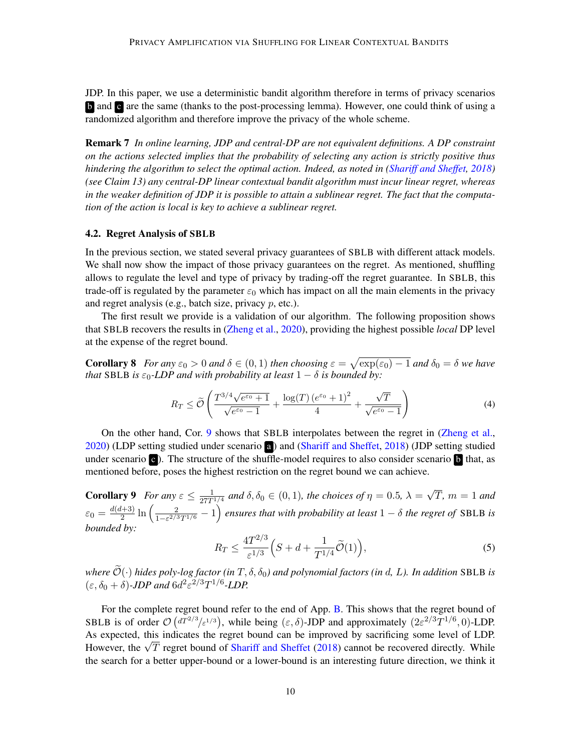JDP. In this paper, we use a deterministic bandit algorithm therefore in terms of privacy scenarios **b** and **c** are the same (thanks to the post-processing lemma). However, one could think of using a randomized algorithm and therefore improve the privacy of the whole scheme.

**Remark 7** *In online learning, JDP and central-DP are not equivalent definitions. A DP constraint on the actions selected implies that the probability of selecting any action is strictly positive thus hindering the algorithm to select the optimal action. Indeed, as noted in (Shariff and Sheffet, 2018) (see Claim 13) any central-DP linear contextual bandit algorithm must incur linear regret, whereas in the weaker definition of JDP it is possible to attain a sublinear regret. The fact that the computation of the action is local is key to achieve a sublinear regret.*

### 4.2. Regret Analysis of SBLB

In the previous section, we stated several privacy guarantees of SBLB with different attack models. We shall now show the impact of those privacy guarantees on the regret. As mentioned, shuffling allows to regulate the level and type of privacy by trading-off the regret guarantee. In SBLB, this trade-off is regulated by the parameter $\varepsilon_0$ which has impact on all the main elements in the privacy and regret analysis (e.g., batch size, privacy $p$, etc.).

The first result we provide is a validation of our algorithm. The following proposition shows that SBLB recovers the results in (Zheng et al., 2020), providing the highest possible *local* DP level at the expense of the regret bound.

**Corollary 8** *For any $\varepsilon_0 > 0$ and $\delta \in (0, 1)$ then choosing $\varepsilon = \sqrt{\exp(\varepsilon_0) - 1}$ and $\delta_0 = \delta$ we have that SBLB is $\varepsilon_0$-LDP and with probability at least $1 - \delta$ is bounded by:*

$$R_T \leq \widetilde{\mathcal{O}}\left( \frac{T^{3/4}\sqrt{e^{\varepsilon_0} + 1}}{\sqrt{e^{\varepsilon_0} - 1}} + \frac{\log(T)\left(e^{\varepsilon_0} + 1\right)^2}{4} + \frac{\sqrt{T}}{\sqrt{e^{\varepsilon_0} - 1}} \right) \tag{4}$$

On the other hand, Cor. 9 shows that SBLB interpolates between the regret in (Zheng et al., 2020) (LDP setting studied under scenario **a**) and (Shariff and Sheffet, 2018) (JDP setting studied under scenario **c**). The structure of the shuffle-model requires to also consider scenario **b** that, as mentioned before, poses the highest restriction on the regret bound we can achieve.

**Corollary 9** *For any $\varepsilon \leq \frac{1}{27T^{1/4}}$ and $\delta, \delta_0 \in (0, 1)$, the choices of $\eta = 0.5$, $\lambda = \sqrt{T}$, $m = 1$ and $\varepsilon_0 = \frac{d(d+3)}{2} \ln\left(\frac{2}{1 - \varepsilon^{2/3}T^{1/6}} - 1\right)$ ensures that with probability at least $1 - \delta$ the regret of SBLB is bounded by:*

$$R_T \leq \frac{4T^{2/3}}{\varepsilon^{1/3}}\Big(S + d + \frac{1}{T^{1/4}}\widetilde{\mathcal{O}}(1)\Big), \tag{5}$$

*where $\widetilde{\mathcal{O}}(\cdot)$ hides poly-log factor (in $T, \delta, \delta_0$) and polynomial factors (in $d$, $L$). In addition SBLB is $(\varepsilon, \delta_0 + \delta)$-JDP and $6d^2\varepsilon^{2/3}T^{1/6}$-LDP.*

For the complete regret bound refer to the end of App. B. This shows that the regret bound of SBLB is of order $\mathcal{O}\left(dT^{2/3}/\varepsilon^{1/3}\right)$, while being $(\varepsilon, \delta)$-JDP and approximately $(2\varepsilon^{2/3}T^{1/6}, 0)$-LDP. As expected, this indicates the regret bound can be improved by sacrificing some level of LDP. However, the $\sqrt{T}$ regret bound of Shariff and Sheffet (2018) cannot be recovered directly. While the search for a better upper-bound or a lower-bound is an interesting future direction, we think it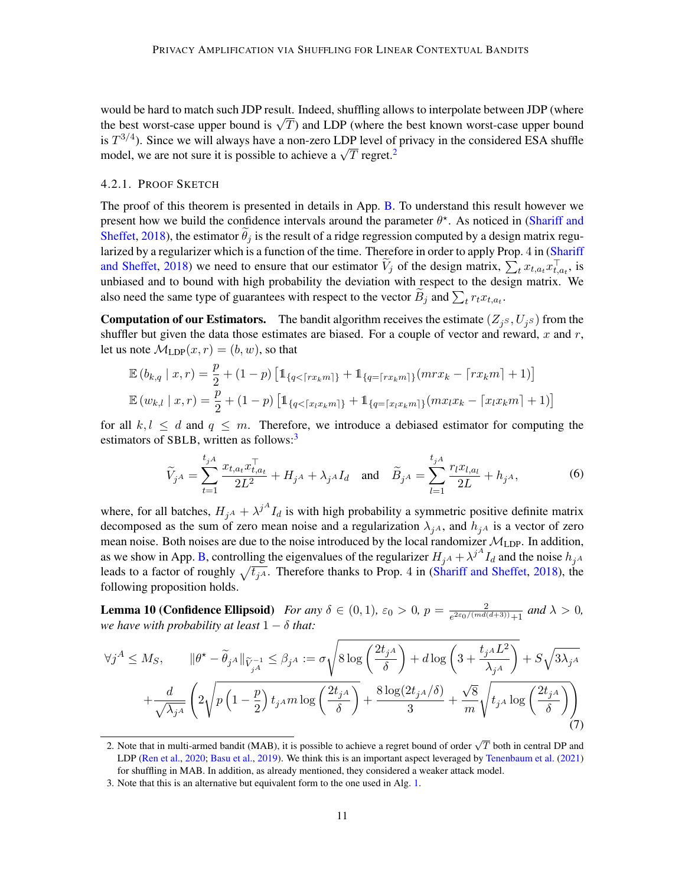would be hard to match such JDP result. Indeed, shuffling allows to interpolate between JDP (where the best worst-case upper bound is $\sqrt{T}$) and LDP (where the best known worst-case upper bound is $T^{3/4}$). Since we will always have a non-zero LDP level of privacy in the considered ESA shuffle model, we are not sure it is possible to achieve a $\sqrt{T}$ regret.[2]

#### 4.2.1. Proof Sketch

The proof of this theorem is presented in details in App. B. To understand this result however we present how we build the confidence intervals around the parameter $\theta^\star$. As noticed in (Shariff and Sheffet, 2018), the estimator $\widetilde{\theta}_j$ is the result of a ridge regression computed by a design matrix regularized by a regularizer which is a function of the time. Therefore in order to apply Prop. 4 in (Shariff and Sheffet, 2018) we need to ensure that our estimator $\widetilde{V}_j$ of the design matrix, $\sum_t x_{t,a_t} x_{t,a_t}^\top$, is unbiased and to bound with high probability the deviation with respect to the design matrix. We also need the same type of guarantees with respect to the vector $\widetilde{B}_j$ and $\sum_t r_t x_{t,a_t}$.

**Computation of our Estimators.** The bandit algorithm receives the estimate $(Z_{j^S}, U_{j^S})$ from the shuffler but given the data those estimates are biased. For a couple of vector and reward, $x$ and $r$, let us note $\mathcal{M}_{\text{LDP}}(x,r) = (b, w)$, so that

$$
\begin{aligned}
\mathbb{E}\left(b_{k,q} \mid x, r\right) &= \frac{p}{2} + (1-p)\left[\mathbb{1}_{\{q < \lceil r x_k m \rceil\}} + \mathbb{1}_{\{q = \lceil r x_k m \rceil\}}(m r x_k - \lceil r x_k m \rceil + 1)\right] \\
\mathbb{E}\left(w_{k,l} \mid x, r\right) &= \frac{p}{2} + (1-p)\left[\mathbb{1}_{\{q < \lceil x_l x_k m \rceil\}} + \mathbb{1}_{\{q = \lceil x_l x_k m \rceil\}}(m x_l x_k - \lceil x_l x_k m \rceil + 1)\right]
\end{aligned}
$$

for all $k, l \leq d$ and $q \leq m$. Therefore, we introduce a debiased estimator for computing the estimators of SBLB, written as follows:[3]

$$
\widetilde{V}_{j^A} = \sum_{t=1}^{t_{j^A}} \frac{x_{t,a_t} x_{t,a_t}^\top}{2L^2} + H_{j^A} + \lambda_{j^A} I_d \quad \text{and} \quad \widetilde{B}_{j^A} = \sum_{l=1}^{t_{j^A}} \frac{r_l x_{l,a_l}}{2L} + h_{j^A}, \tag{6}
$$

where, for all batches, $H_{j^A} + \lambda^{j^A} I_d$ is with high probability a symmetric positive definite matrix decomposed as the sum of zero mean noise and a regularization $\lambda_{j^A}$, and $h_{j^A}$ is a vector of zero mean noise. Both noises are due to the noise introduced by the local randomizer $\mathcal{M}_{\text{LDP}}$. In addition, as we show in App. B, controlling the eigenvalues of the regularizer $H_{j^A} + \lambda^{j^A} I_d$ and the noise $h_{j^A}$ leads to a factor of roughly $\sqrt{t_{j^A}}$. Therefore thanks to Prop. 4 in (Shariff and Sheffet, 2018), the following proposition holds.

**Lemma 10 (Confidence Ellipsoid)** *For any $\delta \in (0,1)$, $\varepsilon_0 > 0$, $p = \frac{2}{e^{2\varepsilon_0/(md(d+3))}+1}$ and $\lambda > 0$, we have with probability at least $1-\delta$ that:*

$$
\begin{aligned}
\forall j^A \leq M_S, \qquad \|\theta^\star - \widetilde{\theta}_{j^A}\|_{\widetilde{V}_{j^A}^{-1}} \leq \beta_{j^A} := \sigma\sqrt{8\log\left(\frac{2t_{j^A}}{\delta}\right) + d\log\left(3 + \frac{t_{j^A} L^2}{\lambda_{j^A}}\right)} + S\sqrt{3\lambda_{j^A}} \\
+ \frac{d}{\sqrt{\lambda_{j^A}}}\left(2\sqrt{p\left(1-\frac{p}{2}\right) t_{j^A} m \log\left(\frac{2t_{j^A}}{\delta}\right)} + \frac{8\log(2t_{j^A}/\delta)}{3} + \frac{\sqrt{8}}{m}\sqrt{t_{j^A}\log\left(\frac{2t_{j^A}}{\delta}\right)}\right)
\end{aligned}
\tag{7}
$$

2. Note that in multi-armed bandit (MAB), it is possible to achieve a regret bound of order $\sqrt{T}$ both in central DP and LDP (Ren et al., 2020; Basu et al., 2019). We think this is an important aspect leveraged by Tenenbaum et al. (2021) for shuffling in MAB. In addition, as already mentioned, they considered a weaker attack model.

3. Note that this is an alternative but equivalent form to the one used in Alg. 1.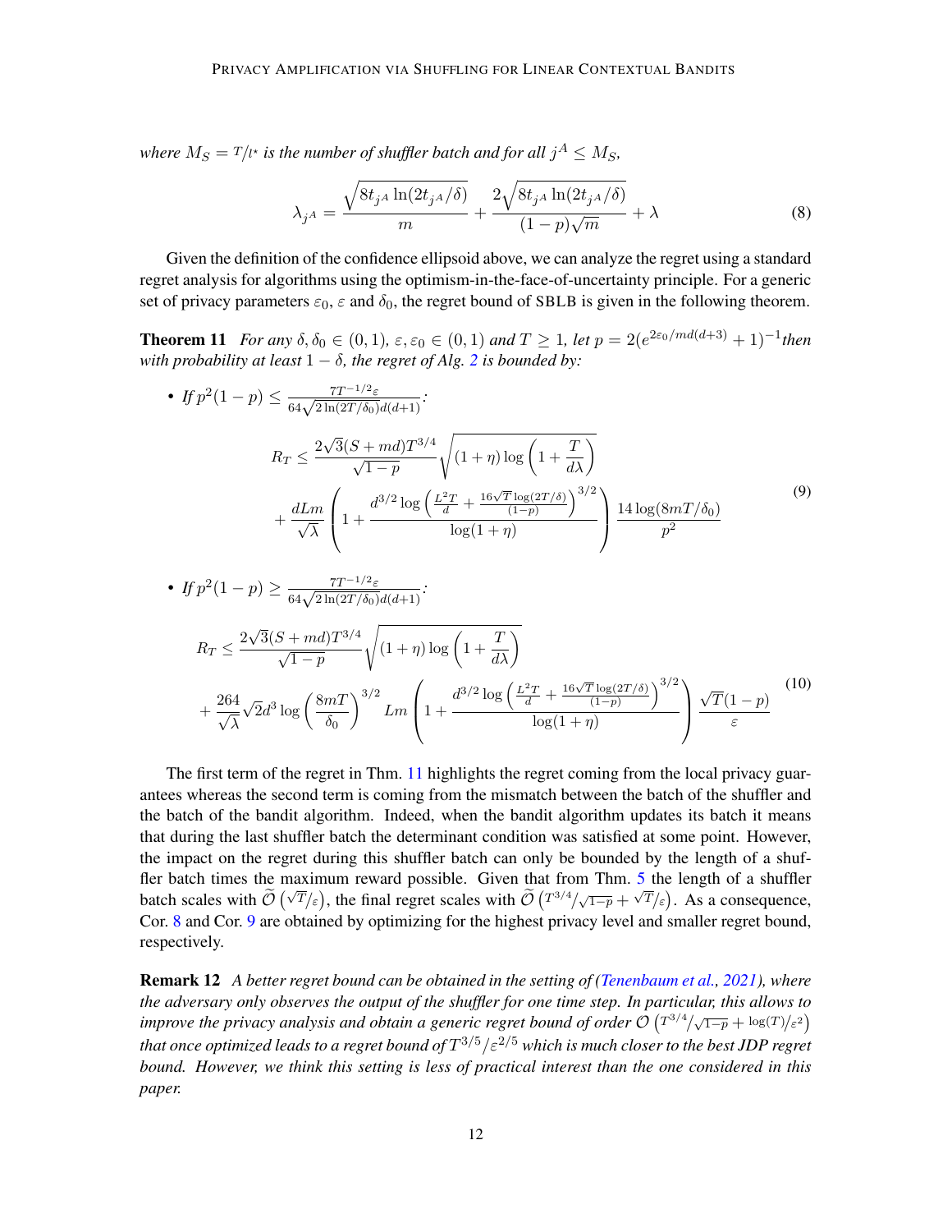*where $M_S = T/l^\star$ is the number of shuffler batch and for all $j^A \leq M_S$,*

$$\lambda_{j^A} = \frac{\sqrt{8t_{j^A}\ln(2t_{j^A}/\delta)}}{m} + \frac{2\sqrt{8t_{j^A}\ln(2t_{j^A}/\delta)}}{(1-p)\sqrt{m}} + \lambda \tag{8}$$

Given the definition of the confidence ellipsoid above, we can analyze the regret using a standard regret analysis for algorithms using the optimism-in-the-face-of-uncertainty principle. For a generic set of privacy parameters $\varepsilon_0$, $\varepsilon$ and $\delta_0$, the regret bound of SBLB is given in the following theorem.

**Theorem 11** *For any $\delta, \delta_0 \in (0,1)$, $\varepsilon, \varepsilon_0 \in (0,1)$ and $T \geq 1$, let $p = 2(e^{2\varepsilon_0/md(d+3)} + 1)^{-1}$ then with probability at least $1-\delta$, the regret of Alg. 2 is bounded by:*

- *If $p^2(1-p) \leq \frac{7T^{-1/2}\varepsilon}{64\sqrt{2\ln(2T/\delta_0)}d(d+1)}$:*

$$\begin{aligned} R_T \leq\ & \frac{2\sqrt{3}(S+md)T^{3/4}}{\sqrt{1-p}}\sqrt{(1+\eta)\log\left(1+\frac{T}{d\lambda}\right)} \\ & + \frac{dLm}{\sqrt{\lambda}}\left(1 + \frac{d^{3/2}\log\left(\frac{L^2T}{d} + \frac{16\sqrt{T}\log(2T/\delta)}{(1-p)}\right)^{3/2}}{\log(1+\eta)}\right)\frac{14\log(8mT/\delta_0)}{p^2} \end{aligned} \tag{9}$$

- *If $p^2(1-p) \geq \frac{7T^{-1/2}\varepsilon}{64\sqrt{2\ln(2T/\delta_0)}d(d+1)}$:*

$$\begin{aligned} R_T \leq\ & \frac{2\sqrt{3}(S+md)T^{3/4}}{\sqrt{1-p}}\sqrt{(1+\eta)\log\left(1+\frac{T}{d\lambda}\right)} \\ & + \frac{264}{\sqrt{\lambda}}\sqrt{2}d^3\log\left(\frac{8mT}{\delta_0}\right)^{3/2}Lm\left(1 + \frac{d^{3/2}\log\left(\frac{L^2T}{d} + \frac{16\sqrt{T}\log(2T/\delta)}{(1-p)}\right)^{3/2}}{\log(1+\eta)}\right)\frac{\sqrt{T}(1-p)}{\varepsilon} \end{aligned} \tag{10}$$

The first term of the regret in Thm. 11 highlights the regret coming from the local privacy guarantees whereas the second term is coming from the mismatch between the batch of the shuffler and the batch of the bandit algorithm. Indeed, when the bandit algorithm updates its batch it means that during the last shuffler batch the determinant condition was satisfied at some point. However, the impact on the regret during this shuffler batch can only be bounded by the length of a shuffler batch times the maximum reward possible. Given that from Thm. 5 the length of a shuffler batch scales with $\widetilde{\mathcal{O}}\left(\sqrt{T}/\varepsilon\right)$, the final regret scales with $\widetilde{\mathcal{O}}\left(T^{3/4}/\sqrt{1-p} + \sqrt{T}/\varepsilon\right)$. As a consequence, Cor. 8 and Cor. 9 are obtained by optimizing for the highest privacy level and smaller regret bound, respectively.

**Remark 12** *A better regret bound can be obtained in the setting of (Tenenbaum et al., 2021), where the adversary only observes the output of the shuffler for one time step. In particular, this allows to improve the privacy analysis and obtain a generic regret bound of order $\mathcal{O}\left(T^{3/4}/\sqrt{1-p} + \log(T)/\varepsilon^2\right)$ that once optimized leads to a regret bound of $T^{3/5}/\varepsilon^{2/5}$ which is much closer to the best JDP regret bound. However, we think this setting is less of practical interest than the one considered in this paper.*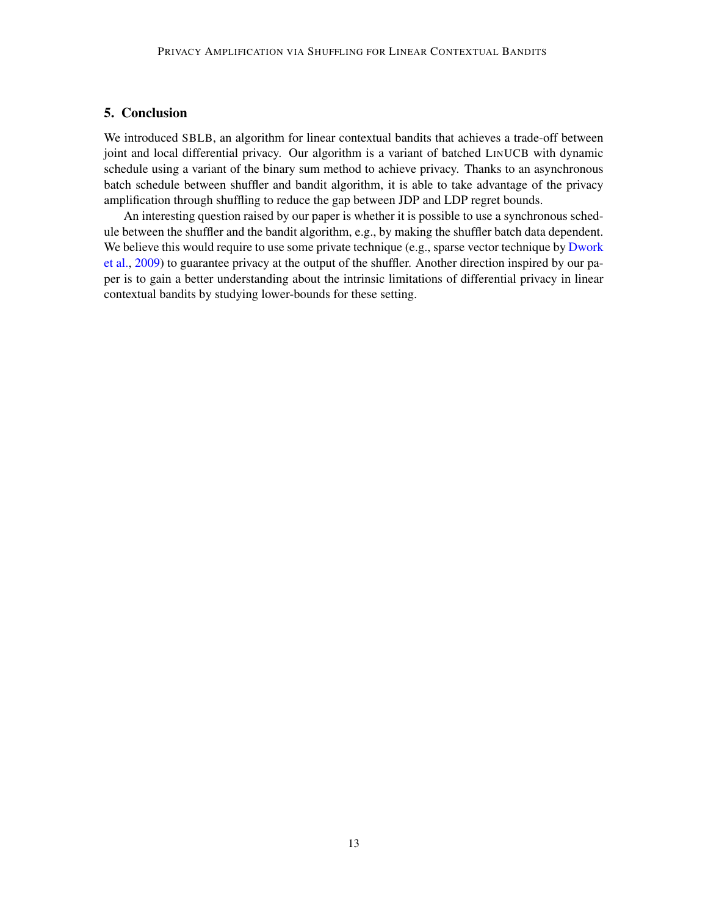## 5. Conclusion

We introduced SBLB, an algorithm for linear contextual bandits that achieves a trade-off between joint and local differential privacy. Our algorithm is a variant of batched LinUCB with dynamic schedule using a variant of the binary sum method to achieve privacy. Thanks to an asynchronous batch schedule between shuffler and bandit algorithm, it is able to take advantage of the privacy amplification through shuffling to reduce the gap between JDP and LDP regret bounds.

An interesting question raised by our paper is whether it is possible to use a synchronous schedule between the shuffler and the bandit algorithm, e.g., by making the shuffler batch data dependent. We believe this would require to use some private technique (e.g., sparse vector technique by Dwork et al., 2009) to guarantee privacy at the output of the shuffler. Another direction inspired by our paper is to gain a better understanding about the intrinsic limitations of differential privacy in linear contextual bandits by studying lower-bounds for these setting.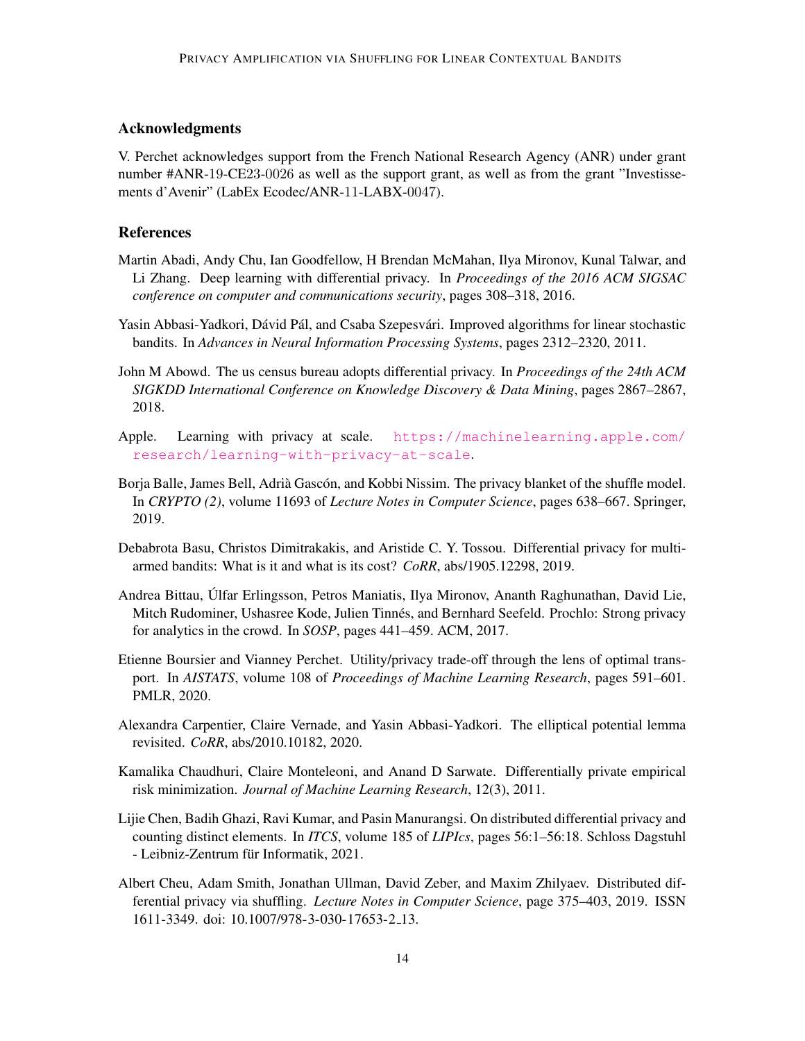### Acknowledgments

V. Perchet acknowledges support from the French National Research Agency (ANR) under grant number #ANR-19-CE23-0026 as well as the support grant, as well as from the grant "Investissements d'Avenir" (LabEx Ecodec/ANR-11-LABX-0047).

### References

Martin Abadi, Andy Chu, Ian Goodfellow, H Brendan McMahan, Ilya Mironov, Kunal Talwar, and Li Zhang. Deep learning with differential privacy. In *Proceedings of the 2016 ACM SIGSAC conference on computer and communications security*, pages 308–318, 2016.

Yasin Abbasi-Yadkori, Dávid Pál, and Csaba Szepesvári. Improved algorithms for linear stochastic bandits. In *Advances in Neural Information Processing Systems*, pages 2312–2320, 2011.

John M Abowd. The us census bureau adopts differential privacy. In *Proceedings of the 24th ACM SIGKDD International Conference on Knowledge Discovery & Data Mining*, pages 2867–2867, 2018.

Apple. Learning with privacy at scale. https://machinelearning.apple.com/research/learning-with-privacy-at-scale.

Borja Balle, James Bell, Adrià Gascón, and Kobbi Nissim. The privacy blanket of the shuffle model. In *CRYPTO (2)*, volume 11693 of *Lecture Notes in Computer Science*, pages 638–667. Springer, 2019.

Debabrota Basu, Christos Dimitrakakis, and Aristide C. Y. Tossou. Differential privacy for multi-armed bandits: What is it and what is its cost? *CoRR*, abs/1905.12298, 2019.

Andrea Bittau, Úlfar Erlingsson, Petros Maniatis, Ilya Mironov, Ananth Raghunathan, David Lie, Mitch Rudominer, Ushasree Kode, Julien Tinnés, and Bernhard Seefeld. Prochlo: Strong privacy for analytics in the crowd. In *SOSP*, pages 441–459. ACM, 2017.

Etienne Boursier and Vianney Perchet. Utility/privacy trade-off through the lens of optimal transport. In *AISTATS*, volume 108 of *Proceedings of Machine Learning Research*, pages 591–601. PMLR, 2020.

Alexandra Carpentier, Claire Vernade, and Yasin Abbasi-Yadkori. The elliptical potential lemma revisited. *CoRR*, abs/2010.10182, 2020.

Kamalika Chaudhuri, Claire Monteleoni, and Anand D Sarwate. Differentially private empirical risk minimization. *Journal of Machine Learning Research*, 12(3), 2011.

Lijie Chen, Badih Ghazi, Ravi Kumar, and Pasin Manurangsi. On distributed differential privacy and counting distinct elements. In *ITCS*, volume 185 of *LIPIcs*, pages 56:1–56:18. Schloss Dagstuhl - Leibniz-Zentrum für Informatik, 2021.

Albert Cheu, Adam Smith, Jonathan Ullman, David Zeber, and Maxim Zhilyaev. Distributed differential privacy via shuffling. *Lecture Notes in Computer Science*, page 375–403, 2019. ISSN 1611-3349. doi: 10.1007/978-3-030-17653-2_13.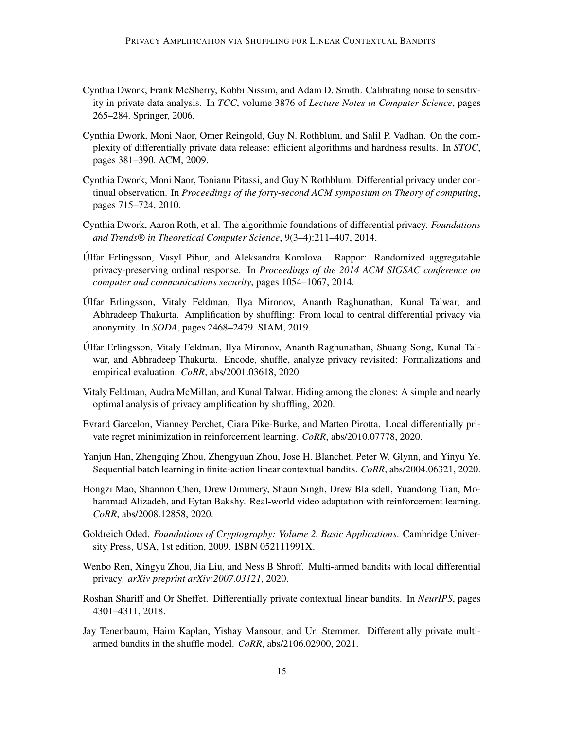Cynthia Dwork, Frank McSherry, Kobbi Nissim, and Adam D. Smith. Calibrating noise to sensitivity in private data analysis. In *TCC*, volume 3876 of *Lecture Notes in Computer Science*, pages 265–284. Springer, 2006.

Cynthia Dwork, Moni Naor, Omer Reingold, Guy N. Rothblum, and Salil P. Vadhan. On the complexity of differentially private data release: efficient algorithms and hardness results. In *STOC*, pages 381–390. ACM, 2009.

Cynthia Dwork, Moni Naor, Toniann Pitassi, and Guy N Rothblum. Differential privacy under continual observation. In *Proceedings of the forty-second ACM symposium on Theory of computing*, pages 715–724, 2010.

Cynthia Dwork, Aaron Roth, et al. The algorithmic foundations of differential privacy. *Foundations and Trends® in Theoretical Computer Science*, 9(3–4):211–407, 2014.

Úlfar Erlingsson, Vasyl Pihur, and Aleksandra Korolova. Rappor: Randomized aggregatable privacy-preserving ordinal response. In *Proceedings of the 2014 ACM SIGSAC conference on computer and communications security*, pages 1054–1067, 2014.

Úlfar Erlingsson, Vitaly Feldman, Ilya Mironov, Ananth Raghunathan, Kunal Talwar, and Abhradeep Thakurta. Amplification by shuffling: From local to central differential privacy via anonymity. In *SODA*, pages 2468–2479. SIAM, 2019.

Úlfar Erlingsson, Vitaly Feldman, Ilya Mironov, Ananth Raghunathan, Shuang Song, Kunal Talwar, and Abhradeep Thakurta. Encode, shuffle, analyze privacy revisited: Formalizations and empirical evaluation. *CoRR*, abs/2001.03618, 2020.

Vitaly Feldman, Audra McMillan, and Kunal Talwar. Hiding among the clones: A simple and nearly optimal analysis of privacy amplification by shuffling, 2020.

Evrard Garcelon, Vianney Perchet, Ciara Pike-Burke, and Matteo Pirotta. Local differentially private regret minimization in reinforcement learning. *CoRR*, abs/2010.07778, 2020.

Yanjun Han, Zhengqing Zhou, Zhengyuan Zhou, Jose H. Blanchet, Peter W. Glynn, and Yinyu Ye. Sequential batch learning in finite-action linear contextual bandits. *CoRR*, abs/2004.06321, 2020.

Hongzi Mao, Shannon Chen, Drew Dimmery, Shaun Singh, Drew Blaisdell, Yuandong Tian, Mohammad Alizadeh, and Eytan Bakshy. Real-world video adaptation with reinforcement learning. *CoRR*, abs/2008.12858, 2020.

Goldreich Oded. *Foundations of Cryptography: Volume 2, Basic Applications*. Cambridge University Press, USA, 1st edition, 2009. ISBN 052111991X.

Wenbo Ren, Xingyu Zhou, Jia Liu, and Ness B Shroff. Multi-armed bandits with local differential privacy. *arXiv preprint arXiv:2007.03121*, 2020.

Roshan Shariff and Or Sheffet. Differentially private contextual linear bandits. In *NeurIPS*, pages 4301–4311, 2018.

Jay Tenenbaum, Haim Kaplan, Yishay Mansour, and Uri Stemmer. Differentially private multi-armed bandits in the shuffle model. *CoRR*, abs/2106.02900, 2021.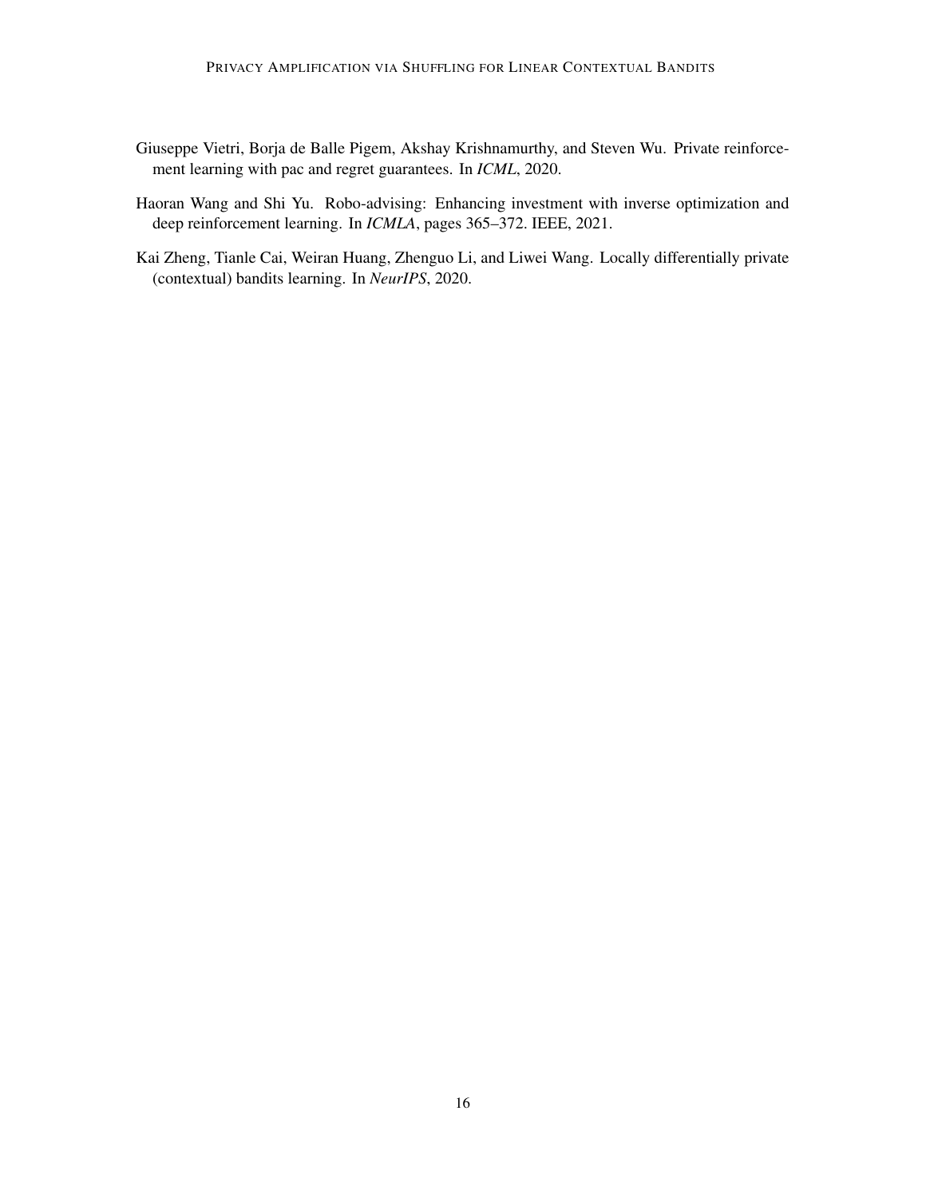Giuseppe Vietri, Borja de Balle Pigem, Akshay Krishnamurthy, and Steven Wu. Private reinforcement learning with pac and regret guarantees. In *ICML*, 2020.

Haoran Wang and Shi Yu. Robo-advising: Enhancing investment with inverse optimization and deep reinforcement learning. In *ICMLA*, pages 365–372. IEEE, 2021.

Kai Zheng, Tianle Cai, Weiran Huang, Zhenguo Li, and Liwei Wang. Locally differentially private (contextual) bandits learning. In *NeurIPS*, 2020.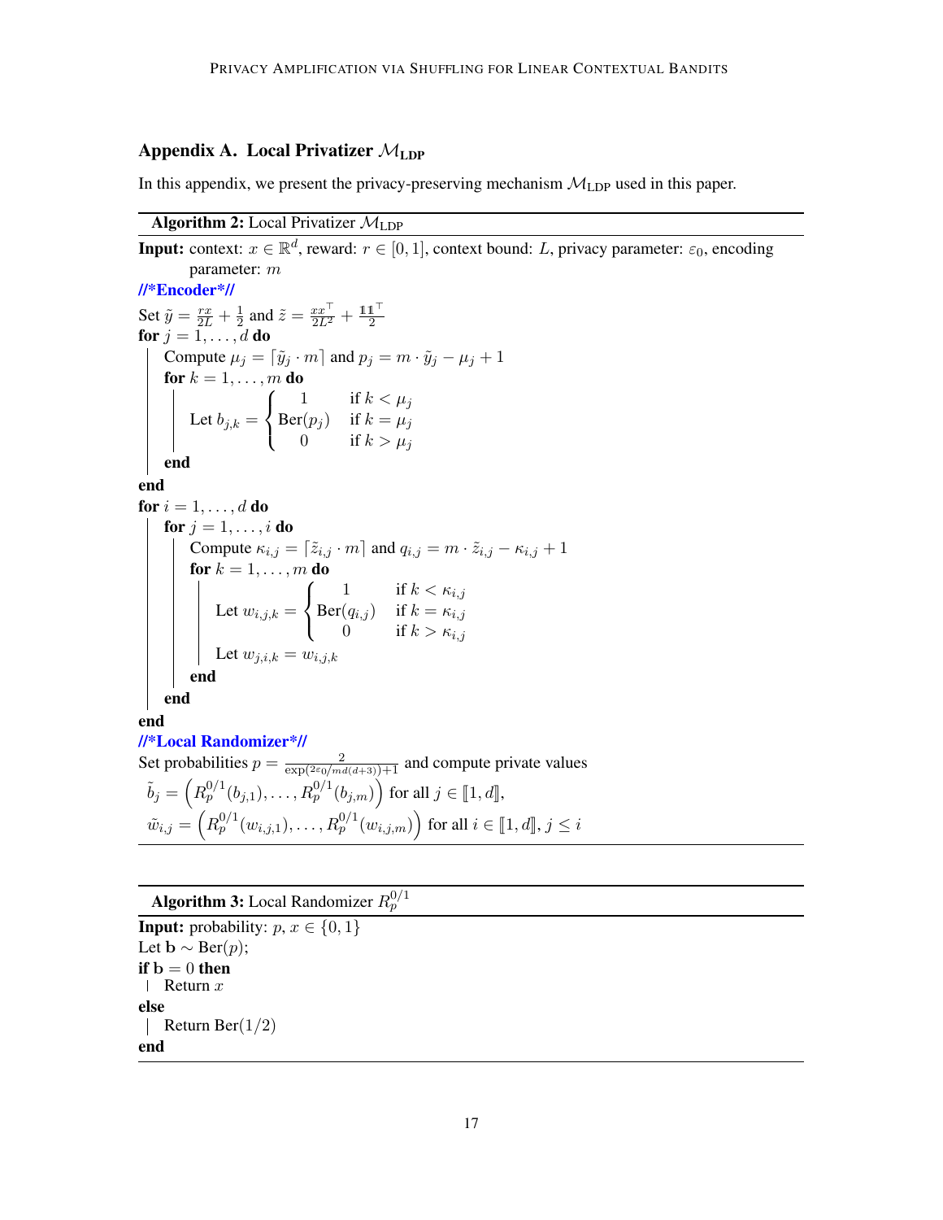## Appendix A. Local Privatizer $\mathcal{M}_{\text{LDP}}$

In this appendix, we present the privacy-preserving mechanism $\mathcal{M}_{\text{LDP}}$ used in this paper.

---

**Algorithm 2:** Local Privatizer $\mathcal{M}_{\text{LDP}}$

---

**Input:** context: $x \in \mathbb{R}^d$, reward: $r \in [0, 1]$, context bound: $L$, privacy parameter: $\varepsilon_0$, encoding parameter: $m$

**//\*Encoder\*//**

Set $\tilde{y} = \frac{rx}{2L} + \frac{1}{2}$ and $\tilde{z} = \frac{xx^\top}{2L^2} + \frac{\mathbb{1}\mathbb{1}^\top}{2}$

**for** $j = 1, \ldots, d$ **do**

  Compute $\mu_j = \lceil \tilde{y}_j \cdot m \rceil$ and $p_j = m \cdot \tilde{y}_j - \mu_j + 1$

  **for** $k = 1, \ldots, m$ **do**

   Let $b_{j,k} = \begin{cases} 1 & \text{if } k < \mu_j \\ \text{Ber}(p_j) & \text{if } k = \mu_j \\ 0 & \text{if } k > \mu_j \end{cases}$

  **end**

**end**

**for** $i = 1, \ldots, d$ **do**

  **for** $j = 1, \ldots, i$ **do**

   Compute $\kappa_{i,j} = \lceil \tilde{z}_{i,j} \cdot m \rceil$ and $q_{i,j} = m \cdot \tilde{z}_{i,j} - \kappa_{i,j} + 1$

   **for** $k = 1, \ldots, m$ **do**

    Let $w_{i,j,k} = \begin{cases} 1 & \text{if } k < \kappa_{i,j} \\ \text{Ber}(q_{i,j}) & \text{if } k = \kappa_{i,j} \\ 0 & \text{if } k > \kappa_{i,j} \end{cases}$

    Let $w_{j,i,k} = w_{i,j,k}$

   **end**

  **end**

**end**

**//\*Local Randomizer\*//**

Set probabilities $p = \frac{2}{\exp(2\varepsilon_0/md(d+3))+1}$ and compute private values

$\tilde{b}_j = \left(R_p^{0/1}(b_{j,1}), \ldots, R_p^{0/1}(b_{j,m})\right)$ for all $j \in [\![1, d]\!]$,

$\tilde{w}_{i,j} = \left(R_p^{0/1}(w_{i,j,1}), \ldots, R_p^{0/1}(w_{i,j,m})\right)$ for all $i \in [\![1, d]\!], j \leq i$

---

**Algorithm 3:** Local Randomizer $R_p^{0/1}$

---

**Input:** probability: $p$, $x \in \{0, 1\}$

Let $\mathrm{b} \sim \text{Ber}(p)$;

**if** $\mathrm{b} = 0$ **then**

  Return $x$

**else**

  Return $\text{Ber}(1/2)$

**end**

---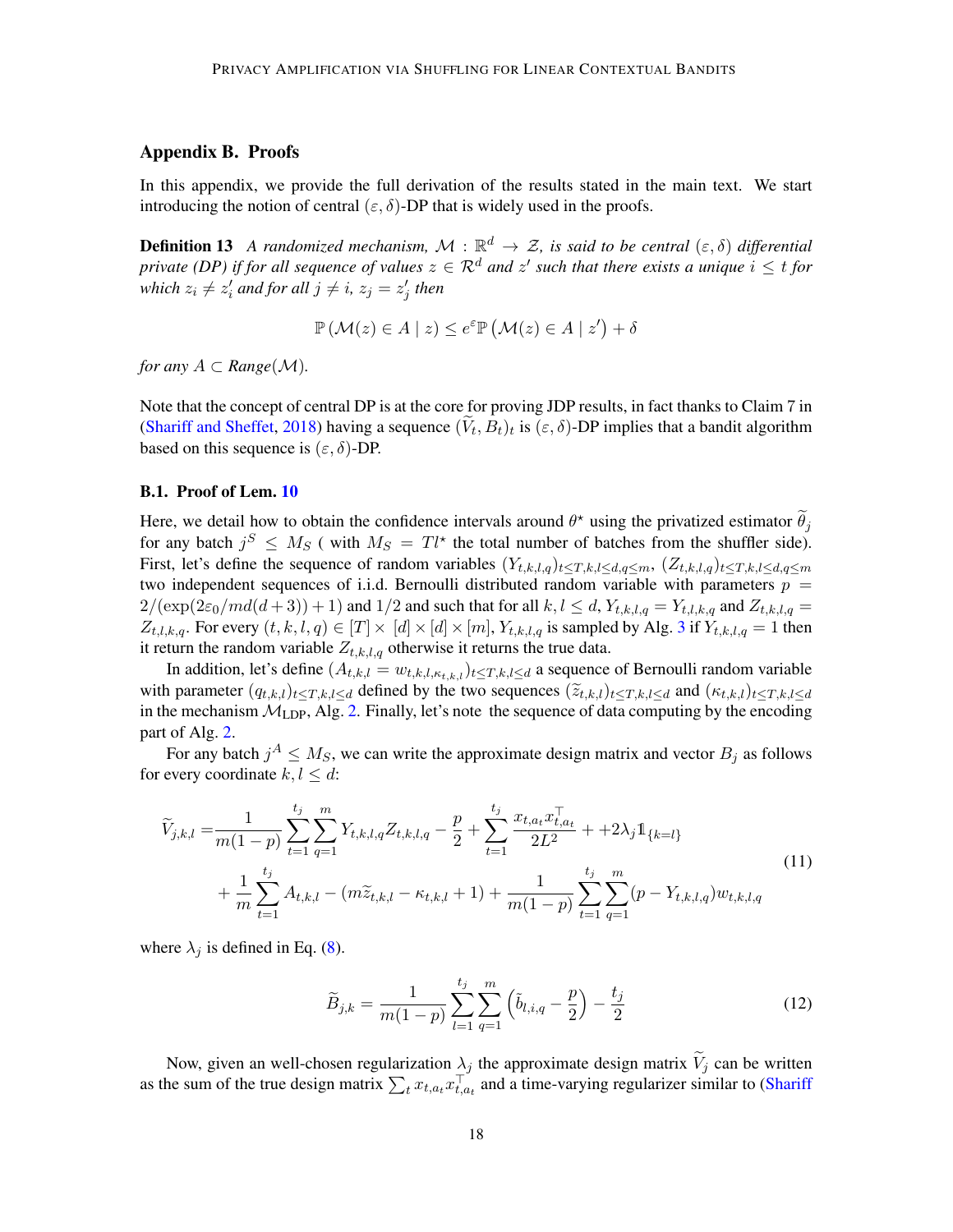## Appendix B. Proofs

In this appendix, we provide the full derivation of the results stated in the main text. We start introducing the notion of central $(\varepsilon, \delta)$-DP that is widely used in the proofs.

**Definition 13** *A randomized mechanism, $\mathcal{M} : \mathbb{R}^d \to \mathcal{Z}$, is said to be central $(\varepsilon, \delta)$ differential private (DP) if for all sequence of values $z \in \mathcal{R}^d$ and $z'$ such that there exists a unique $i \leq t$ for which $z_i \neq z'_i$ and for all $j \neq i$, $z_j = z'_j$ then*

$$\mathbb{P}\left(\mathcal{M}(z) \in A \mid z\right) \leq e^{\varepsilon} \mathbb{P}\left(\mathcal{M}(z) \in A \mid z'\right) + \delta$$

*for any $A \subset Range(\mathcal{M})$.*

Note that the concept of central DP is at the core for proving JDP results, in fact thanks to Claim 7 in (Shariff and Sheffet, 2018) having a sequence $(\widetilde{V}_t, B_t)_t$ is $(\varepsilon, \delta)$-DP implies that a bandit algorithm based on this sequence is $(\varepsilon, \delta)$-DP.

### B.1. Proof of Lem. 10

Here, we detail how to obtain the confidence intervals around $\theta^\star$ using the privatized estimator $\widetilde{\theta}_j$ for any batch $j^S \leq M_S$ ( with $M_S = Tl^\star$ the total number of batches from the shuffler side). First, let's define the sequence of random variables $(Y_{t,k,l,q})_{t \leq T, k,l \leq d, q \leq m}$, $(Z_{t,k,l,q})_{t \leq T, k,l \leq d, q \leq m}$ two independent sequences of i.i.d. Bernoulli distributed random variable with parameters $p = 2/(\exp(2\varepsilon_0/md(d+3)) + 1)$ and $1/2$ and such that for all $k, l \leq d$, $Y_{t,k,l,q} = Y_{t,l,k,q}$ and $Z_{t,k,l,q} = Z_{t,l,k,q}$. For every $(t, k, l, q) \in [T] \times [d] \times [d] \times [m]$, $Y_{t,k,l,q}$ is sampled by Alg. 3 if $Y_{t,k,l,q} = 1$ then it return the random variable $Z_{t,k,l,q}$ otherwise it returns the true data.

In addition, let's define $(A_{t,k,l} = w_{t,k,l,\kappa_{t,k,l}})_{t \leq T, k,l \leq d}$ a sequence of Bernoulli random variable with parameter $(q_{t,k,l})_{t \leq T, k,l \leq d}$ defined by the two sequences $(\widetilde{z}_{t,k,l})_{t \leq T, k,l \leq d}$ and $(\kappa_{t,k,l})_{t \leq T, k,l \leq d}$ in the mechanism $\mathcal{M}_{\text{LDP}}$, Alg. 2. Finally, let's note the sequence of data computing by the encoding part of Alg. 2.

For any batch $j^A \leq M_S$, we can write the approximate design matrix and vector $B_j$ as follows for every coordinate $k, l \leq d$:

$$\begin{aligned}
\widetilde{V}_{j,k,l} =& \frac{1}{m(1-p)} \sum_{t=1}^{t_j} \sum_{q=1}^{m} Y_{t,k,l,q} Z_{t,k,l,q} - \frac{p}{2} + \sum_{t=1}^{t_j} \frac{x_{t,a_t} x_{t,a_t}^\top}{2L^2} + +2\lambda_j \mathbb{1}_{\{k=l\}} \\
&+ \frac{1}{m} \sum_{t=1}^{t_j} A_{t,k,l} - (m\widetilde{z}_{t,k,l} - \kappa_{t,k,l} + 1) + \frac{1}{m(1-p)} \sum_{t=1}^{t_j} \sum_{q=1}^{m} (p - Y_{t,k,l,q}) w_{t,k,l,q}
\end{aligned} \tag{11}$$

where $\lambda_j$ is defined in Eq. (8).

$$\widetilde{B}_{j,k} = \frac{1}{m(1-p)} \sum_{l=1}^{t_j} \sum_{q=1}^{m} \left(\widetilde{b}_{l,i,q} - \frac{p}{2}\right) - \frac{t_j}{2} \tag{12}$$

Now, given an well-chosen regularization $\lambda_j$ the approximate design matrix $\widetilde{V}_j$ can be written as the sum of the true design matrix $\sum_t x_{t,a_t} x_{t,a_t}^\top$ and a time-varying regularizer similar to (Shariff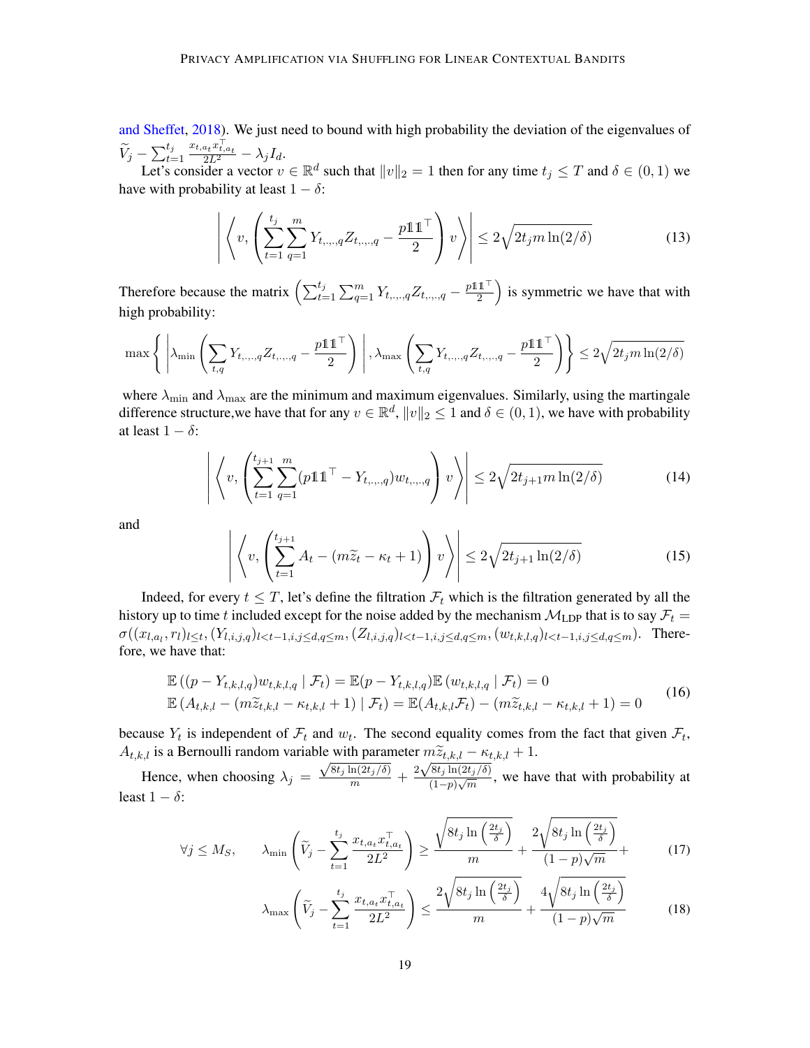and Sheffet, 2018). We just need to bound with high probability the deviation of the eigenvalues of $\widetilde{V}_j - \sum_{t=1}^{t_j} \frac{x_{t,a_t} x_{t,a_t}^\top}{2L^2} - \lambda_j I_d$.

Let's consider a vector $v \in \mathbb{R}^d$ such that $\|v\|_2 = 1$ then for any time $t_j \leq T$ and $\delta \in (0,1)$ we have with probability at least $1 - \delta$:

$$\left| \left\langle v, \left( \sum_{t=1}^{t_j} \sum_{q=1}^{m} Y_{t,\cdot,\cdot,q} Z_{t,\cdot,\cdot,q} - \frac{p \mathbb{1}\mathbb{1}^\top}{2} \right) v \right\rangle \right| \leq 2\sqrt{2 t_j m \ln(2/\delta)} \tag{13}$$

Therefore because the matrix $\left( \sum_{t=1}^{t_j} \sum_{q=1}^{m} Y_{t,\cdot,\cdot,q} Z_{t,\cdot,\cdot,q} - \frac{p \mathbb{1}\mathbb{1}^\top}{2} \right)$ is symmetric we have that with high probability:

$$\max \left\{ \left| \lambda_{\min} \left( \sum_{t,q} Y_{t,\cdot,\cdot,q} Z_{t,\cdot,\cdot,q} - \frac{p \mathbb{1}\mathbb{1}^\top}{2} \right) \right|, \lambda_{\max} \left( \sum_{t,q} Y_{t,\cdot,\cdot,q} Z_{t,\cdot,\cdot,q} - \frac{p \mathbb{1}\mathbb{1}^\top}{2} \right) \right\} \leq 2\sqrt{2 t_j m \ln(2/\delta)}$$

where $\lambda_{\min}$ and $\lambda_{\max}$ are the minimum and maximum eigenvalues. Similarly, using the martingale difference structure,we have that for any $v \in \mathbb{R}^d$, $\|v\|_2 \leq 1$ and $\delta \in (0,1)$, we have with probability at least $1 - \delta$:

$$\left| \left\langle v, \left( \sum_{t=1}^{t_{j+1}} \sum_{q=1}^{m} (p \mathbb{1}\mathbb{1}^\top - Y_{t,\cdot,\cdot,q}) w_{t,\cdot,\cdot,q} \right) v \right\rangle \right| \leq 2\sqrt{2 t_{j+1} m \ln(2/\delta)} \tag{14}$$

and

$$\left| \left\langle v, \left( \sum_{t=1}^{t_{j+1}} A_t - (m \widetilde{z}_t - \kappa_t + 1) \right) v \right\rangle \right| \leq 2\sqrt{2 t_{j+1} \ln(2/\delta)} \tag{15}$$

Indeed, for every $t \leq T$, let's define the filtration $\mathcal{F}_t$ which is the filtration generated by all the history up to time $t$ included except for the noise added by the mechanism $\mathcal{M}_{\text{LDP}}$ that is to say $\mathcal{F}_t = \sigma((x_{l,a_l}, r_l)_{l \leq t}, (Y_{l,i,j,q})_{l < t-1, i,j \leq d, q \leq m}, (Z_{l,i,j,q})_{l < t-1, i,j \leq d, q \leq m}, (w_{t,k,l,q})_{l < t-1, i,j \leq d, q \leq m})$. Therefore, we have that:

$$\begin{aligned}
&\mathbb{E}\left((p - Y_{t,k,l,q}) w_{t,k,l,q} \mid \mathcal{F}_t\right) = \mathbb{E}(p - Y_{t,k,l,q}) \mathbb{E}\left(w_{t,k,l,q} \mid \mathcal{F}_t\right) = 0 \\
&\mathbb{E}\left(A_{t,k,l} - (m \widetilde{z}_{t,k,l} - \kappa_{t,k,l} + 1) \mid \mathcal{F}_t\right) = \mathbb{E}(A_{t,k,l} \mathcal{F}_t) - (m \widetilde{z}_{t,k,l} - \kappa_{t,k,l} + 1) = 0
\end{aligned} \tag{16}$$

because $Y_t$ is independent of $\mathcal{F}_t$ and $w_t$. The second equality comes from the fact that given $\mathcal{F}_t$, $A_{t,k,l}$ is a Bernoulli random variable with parameter $m \widetilde{z}_{t,k,l} - \kappa_{t,k,l} + 1$.

Hence, when choosing $\lambda_j = \frac{\sqrt{8 t_j \ln(2 t_j / \delta)}}{m} + \frac{2\sqrt{8 t_j \ln(2 t_j / \delta)}}{(1-p)\sqrt{m}}$, we have that with probability at least $1 - \delta$:

$$\forall j \leq M_S, \qquad \lambda_{\min} \left( \widetilde{V}_j - \sum_{t=1}^{t_j} \frac{x_{t,a_t} x_{t,a_t}^\top}{2L^2} \right) \geq \frac{\sqrt{8 t_j \ln\left(\frac{2 t_j}{\delta}\right)}}{m} + \frac{2\sqrt{8 t_j \ln\left(\frac{2 t_j}{\delta}\right)}}{(1-p)\sqrt{m}} + \tag{17}$$

$$\lambda_{\max} \left( \widetilde{V}_j - \sum_{t=1}^{t_j} \frac{x_{t,a_t} x_{t,a_t}^\top}{2L^2} \right) \leq \frac{2\sqrt{8 t_j \ln\left(\frac{2 t_j}{\delta}\right)}}{m} + \frac{4\sqrt{8 t_j \ln\left(\frac{2 t_j}{\delta}\right)}}{(1-p)\sqrt{m}} \tag{18}$$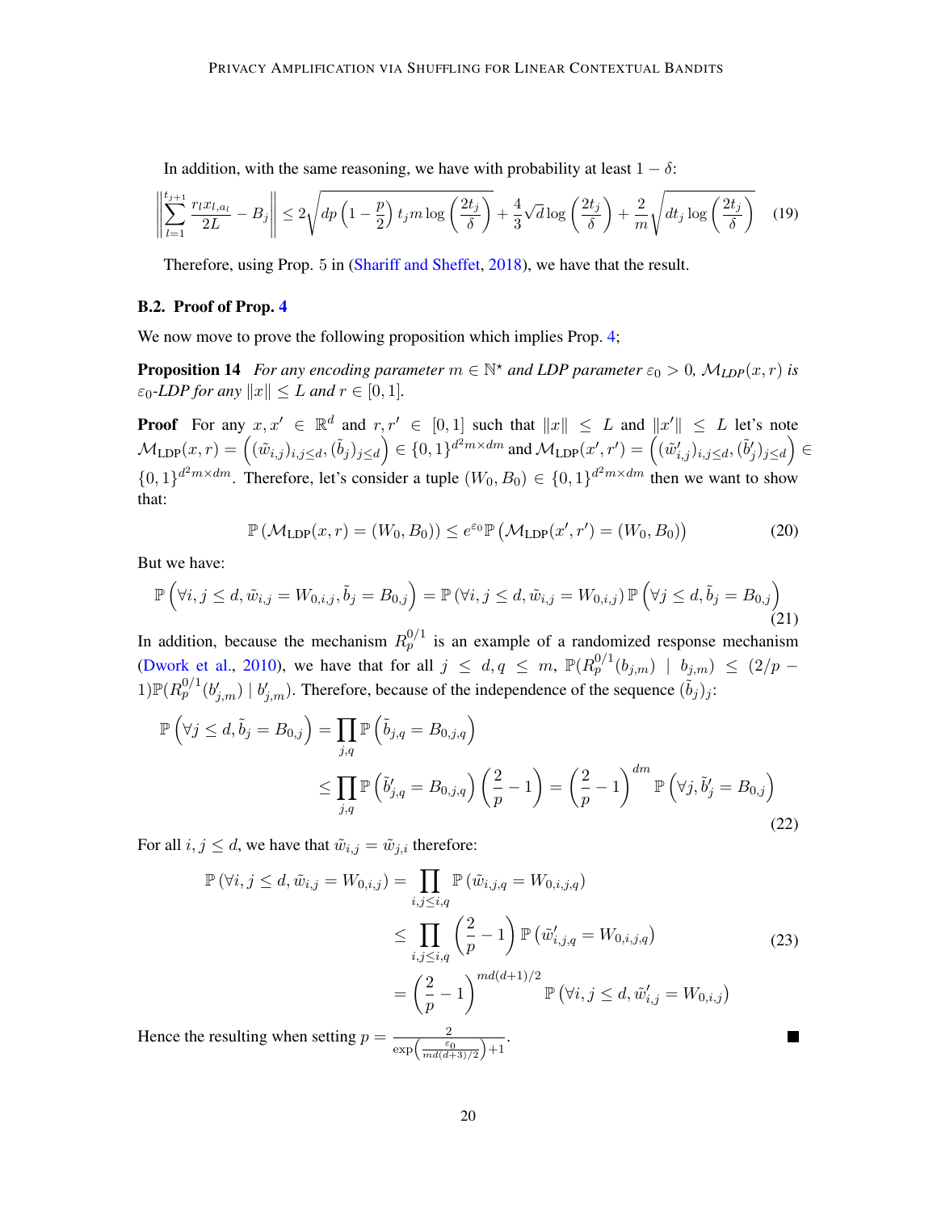In addition, with the same reasoning, we have with probability at least $1 - \delta$:

$$
\left\| \sum_{l=1}^{t_{j+1}} \frac{r_l x_{l,a_l}}{2L} - B_j \right\| \leq 2\sqrt{dp\left(1 - \frac{p}{2}\right) t_j m \log\left(\frac{2t_j}{\delta}\right)} + \frac{4}{3}\sqrt{d}\log\left(\frac{2t_j}{\delta}\right) + \frac{2}{m}\sqrt{dt_j \log\left(\frac{2t_j}{\delta}\right)} \tag{19}
$$

Therefore, using Prop. 5 in (Shariff and Sheffet, 2018), we have that the result.

### B.2. Proof of Prop. 4

We now move to prove the following proposition which implies Prop. 4;

**Proposition 14** *For any encoding parameter $m \in \mathbb{N}^\star$ and LDP parameter $\varepsilon_0 > 0$, $\mathcal{M}_{LDP}(x, r)$ is $\varepsilon_0$-LDP for any $\|x\| \leq L$ and $r \in [0, 1]$.*

**Proof** For any $x, x' \in \mathbb{R}^d$ and $r, r' \in [0, 1]$ such that $\|x\| \leq L$ and $\|x'\| \leq L$ let's note $\mathcal{M}_{\text{LDP}}(x, r) = \left((\tilde{w}_{i,j})_{i,j \leq d}, (\tilde{b}_j)_{j \leq d}\right) \in \{0, 1\}^{d^2 m \times dm}$ and $\mathcal{M}_{\text{LDP}}(x', r') = \left((\tilde{w}'_{i,j})_{i,j \leq d}, (\tilde{b}'_j)_{j \leq d}\right) \in \{0, 1\}^{d^2 m \times dm}$. Therefore, let's consider a tuple $(W_0, B_0) \in \{0, 1\}^{d^2 m \times dm}$ then we want to show that:

$$
\mathbb{P}\left(\mathcal{M}_{\text{LDP}}(x, r) = (W_0, B_0)\right) \leq e^{\varepsilon_0} \mathbb{P}\left(\mathcal{M}_{\text{LDP}}(x', r') = (W_0, B_0)\right) \tag{20}
$$

But we have:

$$
\mathbb{P}\left(\forall i, j \leq d, \tilde{w}_{i,j} = W_{0,i,j}, \tilde{b}_j = B_{0,j}\right) = \mathbb{P}\left(\forall i, j \leq d, \tilde{w}_{i,j} = W_{0,i,j}\right) \mathbb{P}\left(\forall j \leq d, \tilde{b}_j = B_{0,j}\right) \tag{21}
$$

In addition, because the mechanism $R_p^{0/1}$ is an example of a randomized response mechanism (Dwork et al., 2010), we have that for all $j \leq d, q \leq m$, $\mathbb{P}(R_p^{0/1}(b_{j,m}) \mid b_{j,m}) \leq (2/p - 1)\mathbb{P}(R_p^{0/1}(b'_{j,m}) \mid b'_{j,m})$. Therefore, because of the independence of the sequence $(\tilde{b}_j)_j$:

$$
\begin{aligned}
\mathbb{P}\left(\forall j \leq d, \tilde{b}_j = B_{0,j}\right) &= \prod_{j,q} \mathbb{P}\left(\tilde{b}_{j,q} = B_{0,j,q}\right) \\
&\leq \prod_{j,q} \mathbb{P}\left(\tilde{b}'_{j,q} = B_{0,j,q}\right)\left(\frac{2}{p} - 1\right) = \left(\frac{2}{p} - 1\right)^{dm} \mathbb{P}\left(\forall j, \tilde{b}'_j = B_{0,j}\right)
\end{aligned} \tag{22}
$$

For all $i, j \leq d$, we have that $\tilde{w}_{i,j} = \tilde{w}_{j,i}$ therefore:

$$
\begin{aligned}
\mathbb{P}\left(\forall i, j \leq d, \tilde{w}_{i,j} = W_{0,i,j}\right) &= \prod_{i,j \leq i,q} \mathbb{P}\left(\tilde{w}_{i,j,q} = W_{0,i,j,q}\right) \\
&\leq \prod_{i,j \leq i,q} \left(\frac{2}{p} - 1\right) \mathbb{P}\left(\tilde{w}'_{i,j,q} = W_{0,i,j,q}\right) \\
&= \left(\frac{2}{p} - 1\right)^{md(d+1)/2} \mathbb{P}\left(\forall i, j \leq d, \tilde{w}'_{i,j} = W_{0,i,j}\right)
\end{aligned} \tag{23}
$$

Hence the resulting when setting $p = \frac{2}{\exp\left(\frac{\varepsilon_0}{md(d+3)/2}\right) + 1}$. ∎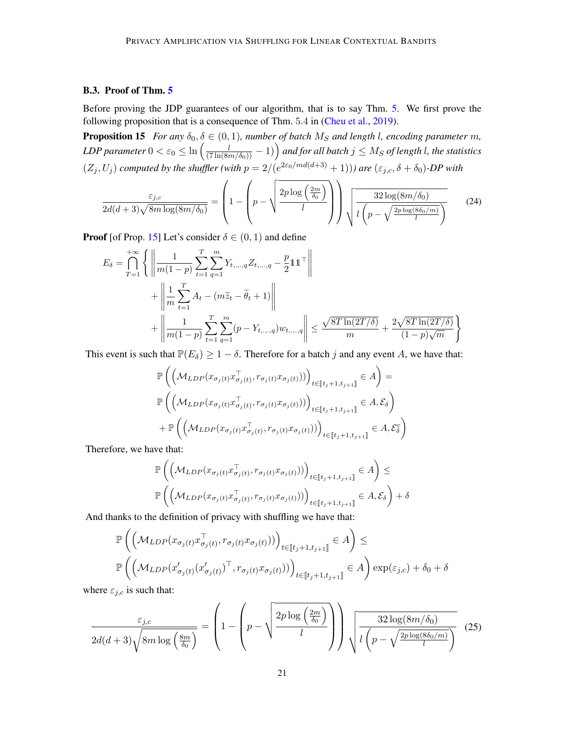### B.3. Proof of Thm. 5

Before proving the JDP guarantees of our algorithm, that is to say Thm. 5. We first prove the following proposition that is a consequence of Thm. 5.4 in (Cheu et al., 2019).

**Proposition 15** *For any $\delta_0, \delta \in (0,1)$, number of batch $M_S$ and length $l$, encoding parameter $m$, LDP parameter $0 < \varepsilon_0 \leq \ln\left(\frac{l}{(7\ln(8m/\delta_0))} - 1\right)$ and for all batch $j \leq M_S$ of length $l$, the statistics $(Z_j, U_j)$ computed by the shuffler (with $p = 2/(e^{2\varepsilon_0/md(d+3)} + 1)$)) are $(\varepsilon_{j,c}, \delta + \delta_0)$-DP with*

$$\frac{\varepsilon_{j,c}}{2d(d+3)\sqrt{8m\log(8m/\delta_0)}} = \left(1 - \left(p - \sqrt{\frac{2p\log\left(\frac{2m}{\delta_0}\right)}{l}}\right)\right)\sqrt{\frac{32\log(8m/\delta_0)}{l\left(p - \sqrt{\frac{2p\log(8\delta_0/m)}{l}}\right)}} \tag{24}$$

**Proof** [of Prop. 15] Let's consider $\delta \in (0,1)$ and define

$$\begin{aligned}
E_\delta = \bigcap_{T=1}^{+\infty} \Bigg\{ &\left\| \frac{1}{m(1-p)} \sum_{t=1}^{T} \sum_{q=1}^{m} Y_{t,\cdot,\cdot,q} Z_{t,\cdot,\cdot,q} - \frac{p}{2} \mathbb{1}\mathbb{1}^\top \right\| \\
&+ \left\| \frac{1}{m} \sum_{t=1}^{T} A_t - (m\widetilde{z}_t - \widetilde{\theta}_t + 1) \right\| \\
&+ \left\| \frac{1}{m(1-p)} \sum_{t=1}^{T} \sum_{q=1}^{m} (p - Y_{t,\cdot,\cdot,q}) w_{t,\cdot,\cdot,q} \right\| \leq \frac{\sqrt{8T\ln(2T/\delta)}}{m} + \frac{2\sqrt{8T\ln(2T/\delta)}}{(1-p)\sqrt{m}} \Bigg\}
\end{aligned}$$

This event is such that $\mathbb{P}(E_\delta) \geq 1 - \delta$. Therefore for a batch $j$ and any event $A$, we have that:

$$\begin{aligned}
&\mathbb{P}\left(\left(\mathcal{M}_{LDP}(x_{\sigma_j(t)} x_{\sigma_j(t)}^\top, r_{\sigma_j(t)} x_{\sigma_j(t)}))\right)_{t \in [\![t_j+1, t_{j+1}]\!]} \in A\right) = \\
&\mathbb{P}\left(\left(\mathcal{M}_{LDP}(x_{\sigma_j(t)} x_{\sigma_j(t)}^\top, r_{\sigma_j(t)} x_{\sigma_j(t)}))\right)_{t \in [\![t_j+1, t_{j+1}]\!]} \in A, \mathcal{E}_\delta\right) \\
&+ \mathbb{P}\left(\left(\mathcal{M}_{LDP}(x_{\sigma_j(t)} x_{\sigma_j(t)}^\top, r_{\sigma_j(t)} x_{\sigma_j(t)}))\right)_{t \in [\![t_j+1, t_{j+1}]\!]} \in A, \mathcal{E}_\delta^c\right)
\end{aligned}$$

Therefore, we have that:

$$\begin{aligned}
&\mathbb{P}\left(\left(\mathcal{M}_{LDP}(x_{\sigma_j(t)} x_{\sigma_j(t)}^\top, r_{\sigma_j(t)} x_{\sigma_j(t)}))\right)_{t \in [\![t_j+1, t_{j+1}]\!]} \in A\right) \leq \\
&\mathbb{P}\left(\left(\mathcal{M}_{LDP}(x_{\sigma_j(t)} x_{\sigma_j(t)}^\top, r_{\sigma_j(t)} x_{\sigma_j(t)}))\right)_{t \in [\![t_j+1, t_{j+1}]\!]} \in A, \mathcal{E}_\delta\right) + \delta
\end{aligned}$$

And thanks to the definition of privacy with shuffling we have that:

$$\begin{aligned}
&\mathbb{P}\left(\left(\mathcal{M}_{LDP}(x_{\sigma_j(t)} x_{\sigma_j(t)}^\top, r_{\sigma_j(t)} x_{\sigma_j(t)}))\right)_{t \in [\![t_j+1, t_{j+1}]\!]} \in A\right) \leq \\
&\mathbb{P}\left(\left(\mathcal{M}_{LDP}(x'_{\sigma_j(t)} (x'_{\sigma_j(t)})^\top, r_{\sigma_j(t)} x_{\sigma_j(t)}))\right)_{t \in [\![t_j+1, t_{j+1}]\!]} \in A\right) \exp(\varepsilon_{j,c}) + \delta_0 + \delta
\end{aligned}$$

where $\varepsilon_{j,c}$ is such that:

$$\frac{\varepsilon_{j,c}}{2d(d+3)\sqrt{8m\log\left(\frac{8m}{\delta_0}\right)}} = \left(1 - \left(p - \sqrt{\frac{2p\log\left(\frac{2m}{\delta_0}\right)}{l}}\right)\right)\sqrt{\frac{32\log(8m/\delta_0)}{l\left(p - \sqrt{\frac{2p\log(8\delta_0/m)}{l}}\right)}} \tag{25}$$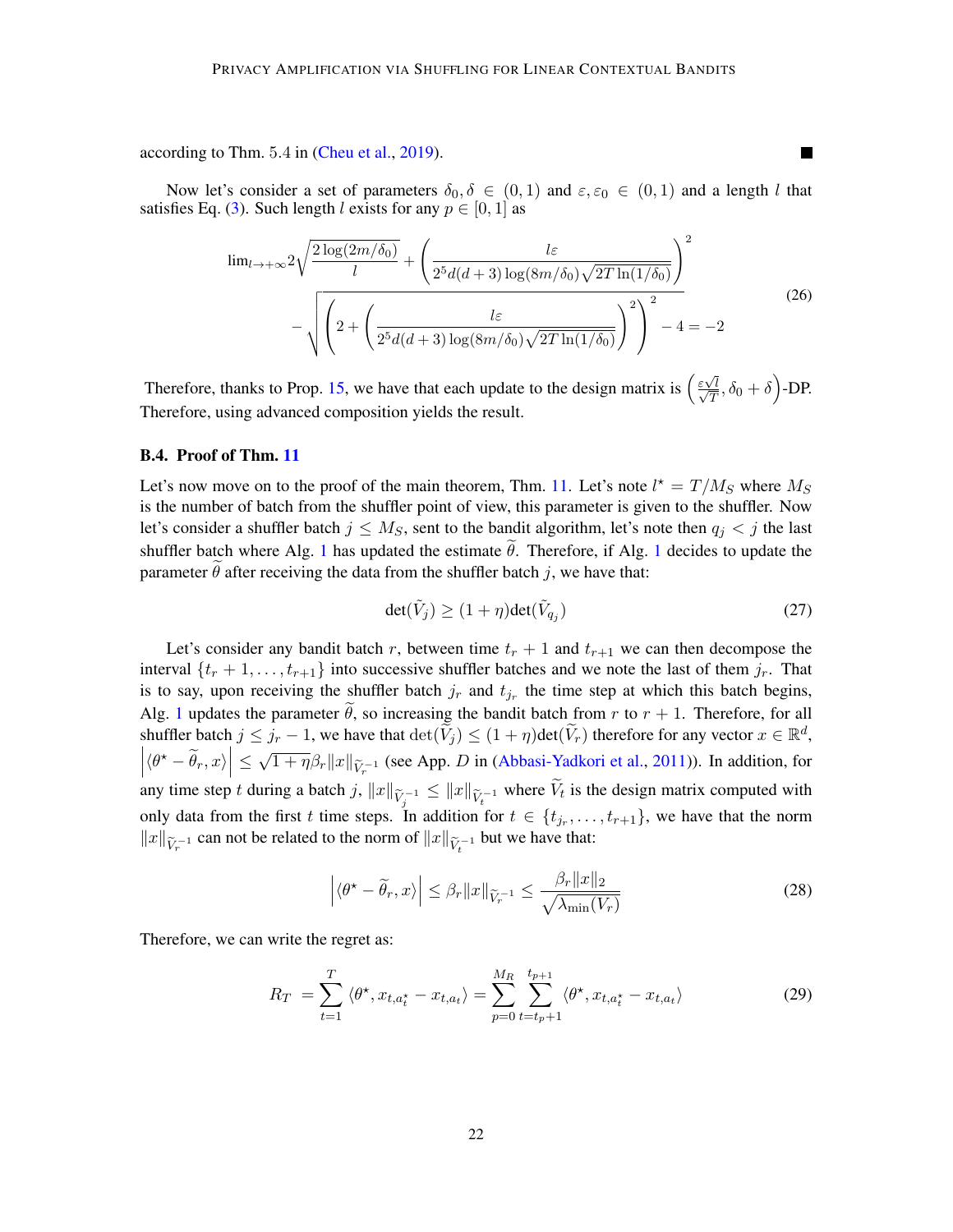according to Thm. 5.4 in (Cheu et al., 2019). ■

Now let's consider a set of parameters $\delta_0, \delta \in (0,1)$ and $\varepsilon, \varepsilon_0 \in (0,1)$ and a length $l$ that satisfies Eq. (3). Such length $l$ exists for any $p \in [0,1]$ as

$$
\begin{aligned}
\lim_{l \to +\infty} 2\sqrt{\frac{2\log(2m/\delta_0)}{l} + \left(\frac{l\varepsilon}{2^5 d(d+3)\log(8m/\delta_0)\sqrt{2T\ln(1/\delta_0)}}\right)^2} \\
- \sqrt{\left(2 + \left(\frac{l\varepsilon}{2^5 d(d+3)\log(8m/\delta_0)\sqrt{2T\ln(1/\delta_0)}}\right)^2\right)^2 - 4} = -2
\end{aligned}
\tag{26}
$$

Therefore, thanks to Prop. 15, we have that each update to the design matrix is $\left(\frac{\varepsilon\sqrt{l}}{\sqrt{T}}, \delta_0 + \delta\right)$-DP. Therefore, using advanced composition yields the result.

### B.4. Proof of Thm. 11

Let's now move on to the proof of the main theorem, Thm. 11. Let's note $l^\star = T/M_S$ where $M_S$ is the number of batch from the shuffler point of view, this parameter is given to the shuffler. Now let's consider a shuffler batch $j \leq M_S$, sent to the bandit algorithm, let's note then $q_j < j$ the last shuffler batch where Alg. 1 has updated the estimate $\widetilde{\theta}$. Therefore, if Alg. 1 decides to update the parameter $\widetilde{\theta}$ after receiving the data from the shuffler batch $j$, we have that:

$$
\det(\tilde{V}_j) \geq (1+\eta)\det(\tilde{V}_{q_j}) \tag{27}
$$

Let's consider any bandit batch $r$, between time $t_r + 1$ and $t_{r+1}$ we can then decompose the interval $\{t_r + 1, \ldots, t_{r+1}\}$ into successive shuffler batches and we note the last of them $j_r$. That is to say, upon receiving the shuffler batch $j_r$ and $t_{j_r}$ the time step at which this batch begins, Alg. 1 updates the parameter $\widetilde{\theta}$, so increasing the bandit batch from $r$ to $r+1$. Therefore, for all shuffler batch $j \leq j_r - 1$, we have that $\det(\widetilde{V}_j) \leq (1+\eta)\det(\widetilde{V}_r)$ therefore for any vector $x \in \mathbb{R}^d$, $\left|\langle \theta^\star - \widetilde{\theta}_r, x\rangle\right| \leq \sqrt{1+\eta}\beta_r \|x\|_{\widetilde{V}_r^{-1}}$ (see App. $D$ in (Abbasi-Yadkori et al., 2011)). In addition, for any time step $t$ during a batch $j$, $\|x\|_{\widetilde{V}_j^{-1}} \leq \|x\|_{\widetilde{V}_t^{-1}}$ where $\widetilde{V}_t$ is the design matrix computed with only data from the first $t$ time steps. In addition for $t \in \{t_{j_r}, \ldots, t_{r+1}\}$, we have that the norm $\|x\|_{\widetilde{V}_r^{-1}}$ can not be related to the norm of $\|x\|_{\widetilde{V}_t^{-1}}$ but we have that:

$$
\left|\langle \theta^\star - \widetilde{\theta}_r, x\rangle\right| \leq \beta_r \|x\|_{\widetilde{V}_r^{-1}} \leq \frac{\beta_r \|x\|_2}{\sqrt{\lambda_{\min}(V_r)}} \tag{28}
$$

Therefore, we can write the regret as:

$$
R_T = \sum_{t=1}^{T} \langle \theta^\star, x_{t,a_t^\star} - x_{t,a_t}\rangle = \sum_{p=0}^{M_R} \sum_{t=t_p+1}^{t_{p+1}} \langle \theta^\star, x_{t,a_t^\star} - x_{t,a_t}\rangle \tag{29}
$$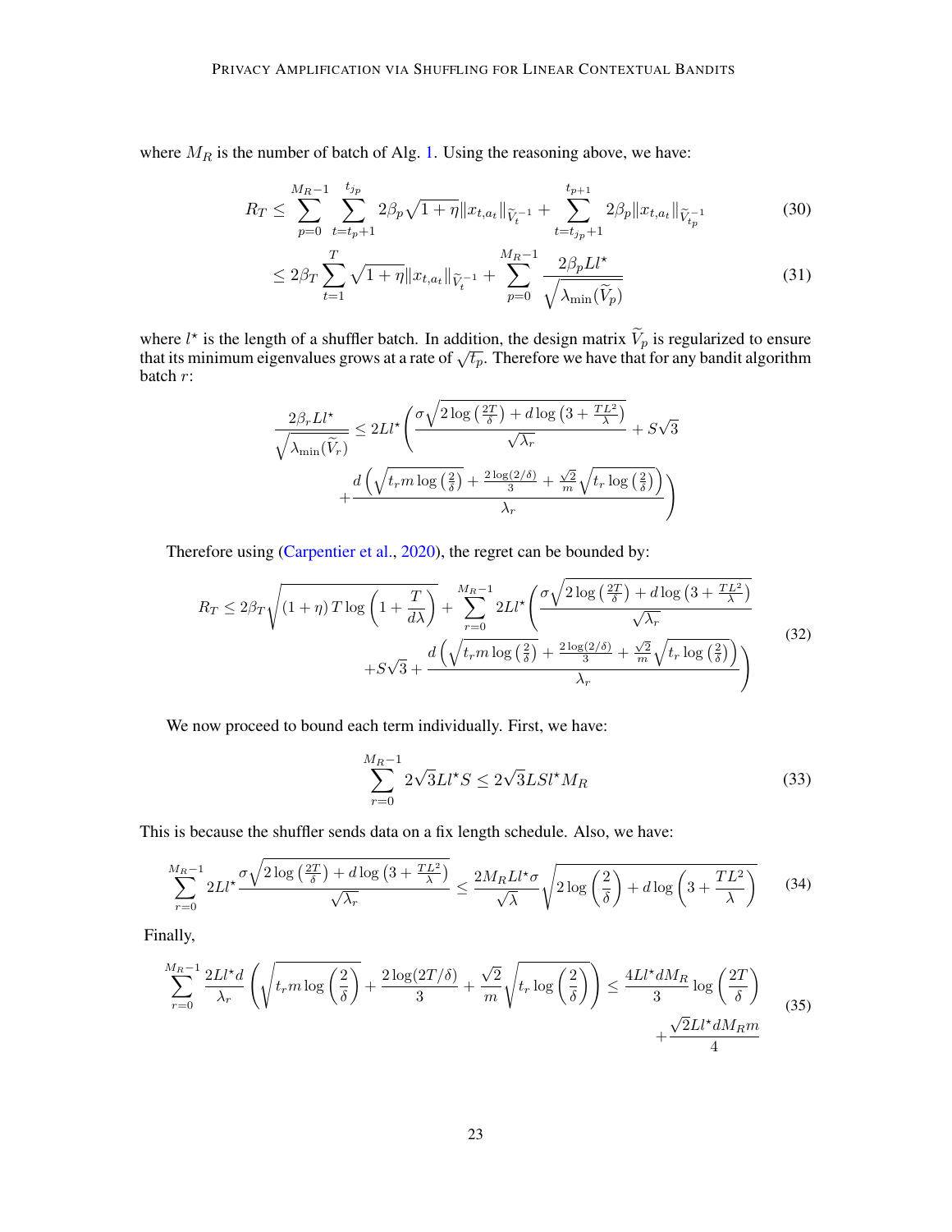where $M_R$ is the number of batch of Alg. 1. Using the reasoning above, we have:

$$R_T \leq \sum_{p=0}^{M_R-1} \sum_{t=t_p+1}^{t_{j_p}} 2\beta_p \sqrt{1+\eta} \|x_{t,a_t}\|_{\widetilde{V}_t^{-1}} + \sum_{t=t_{j_p}+1}^{t_{p+1}} 2\beta_p \|x_{t,a_t}\|_{\widetilde{V}_{t_p}^{-1}} \tag{30}$$

$$\leq 2\beta_T \sum_{t=1}^{T} \sqrt{1+\eta} \|x_{t,a_t}\|_{\widetilde{V}_t^{-1}} + \sum_{p=0}^{M_R-1} \frac{2\beta_p L l^\star}{\sqrt{\lambda_{\min}(\widetilde{V}_p)}} \tag{31}$$

where $l^\star$ is the length of a shuffler batch. In addition, the design matrix $\widetilde{V}_p$ is regularized to ensure that its minimum eigenvalues grows at a rate of $\sqrt{t_p}$. Therefore we have that for any bandit algorithm batch $r$:

$$\frac{2\beta_r L l^\star}{\sqrt{\lambda_{\min}(\widetilde{V}_r)}} \leq 2Ll^\star \left( \frac{\sigma\sqrt{2\log\left(\frac{2T}{\delta}\right) + d\log\left(3 + \frac{TL^2}{\lambda}\right)}}{\sqrt{\lambda_r}} + S\sqrt{3} + \frac{d\left(\sqrt{t_r m \log\left(\frac{2}{\delta}\right)} + \frac{2\log(2/\delta)}{3} + \frac{\sqrt{2}}{m}\sqrt{t_r \log\left(\frac{2}{\delta}\right)}\right)}{\lambda_r} \right)$$

Therefore using (Carpentier et al., 2020), the regret can be bounded by:

$$R_T \leq 2\beta_T \sqrt{(1+\eta)\, T \log\left(1 + \frac{T}{d\lambda}\right)} + \sum_{r=0}^{M_R-1} 2Ll^\star \left( \frac{\sigma\sqrt{2\log\left(\frac{2T}{\delta}\right) + d\log\left(3 + \frac{TL^2}{\lambda}\right)}}{\sqrt{\lambda_r}} + S\sqrt{3} + \frac{d\left(\sqrt{t_r m \log\left(\frac{2}{\delta}\right)} + \frac{2\log(2/\delta)}{3} + \frac{\sqrt{2}}{m}\sqrt{t_r \log\left(\frac{2}{\delta}\right)}\right)}{\lambda_r} \right) \tag{32}$$

We now proceed to bound each term individually. First, we have:

$$\sum_{r=0}^{M_R-1} 2\sqrt{3}Ll^\star S \leq 2\sqrt{3}LSl^\star M_R \tag{33}$$

This is because the shuffler sends data on a fix length schedule. Also, we have:

$$\sum_{r=0}^{M_R-1} 2Ll^\star \frac{\sigma\sqrt{2\log\left(\frac{2T}{\delta}\right) + d\log\left(3 + \frac{TL^2}{\lambda}\right)}}{\sqrt{\lambda_r}} \leq \frac{2M_R L l^\star \sigma}{\sqrt{\lambda}} \sqrt{2\log\left(\frac{2}{\delta}\right) + d\log\left(3 + \frac{TL^2}{\lambda}\right)} \tag{34}$$

Finally,

$$\sum_{r=0}^{M_R-1} \frac{2Ll^\star d}{\lambda_r} \left( \sqrt{t_r m \log\left(\frac{2}{\delta}\right)} + \frac{2\log(2T/\delta)}{3} + \frac{\sqrt{2}}{m}\sqrt{t_r \log\left(\frac{2}{\delta}\right)} \right) \leq \frac{4Ll^\star d M_R}{3} \log\left(\frac{2T}{\delta}\right) + \frac{\sqrt{2}Ll^\star d M_R m}{4} \tag{35}$$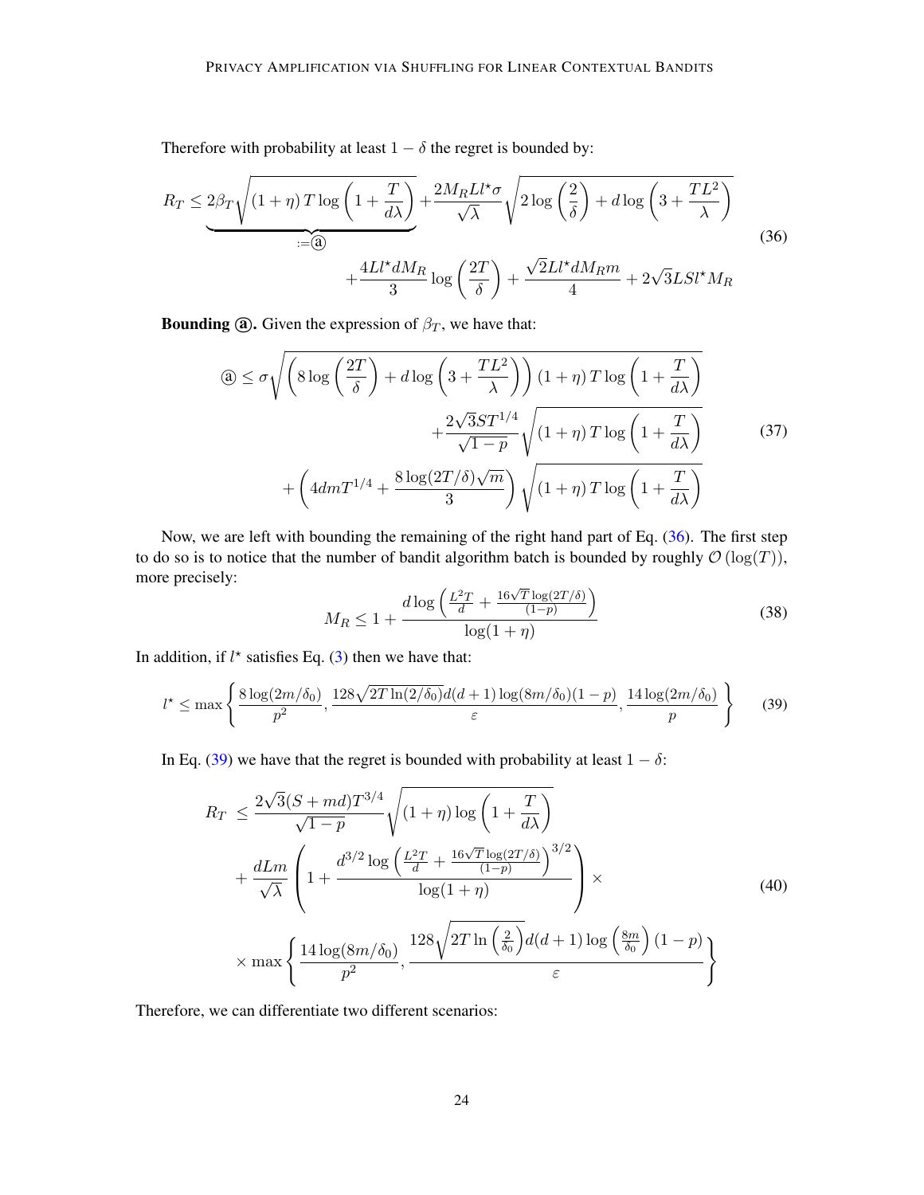Therefore with probability at least $1-\delta$ the regret is bounded by:

$$
\begin{aligned}
R_T \leq & \underbrace{2\beta_T \sqrt{(1+\eta)\, T \log\left(1+\frac{T}{d\lambda}\right)}}_{:=\text{ⓐ}} + \frac{2M_R L l^\star \sigma}{\sqrt{\lambda}} \sqrt{2\log\left(\frac{2}{\delta}\right) + d\log\left(3+\frac{TL^2}{\lambda}\right)} \\
& + \frac{4Ll^\star d M_R}{3}\log\left(\frac{2T}{\delta}\right) + \frac{\sqrt{2}Ll^\star d M_R m}{4} + 2\sqrt{3}LSl^\star M_R
\end{aligned} \tag{36}
$$

**Bounding ⓐ.** Given the expression of $\beta_T$, we have that:

$$
\begin{aligned}
\text{ⓐ} \leq \sigma & \sqrt{\left(8\log\left(\frac{2T}{\delta}\right) + d\log\left(3+\frac{TL^2}{\lambda}\right)\right)(1+\eta)\, T \log\left(1+\frac{T}{d\lambda}\right)} \\
& + \frac{2\sqrt{3}ST^{1/4}}{\sqrt{1-p}} \sqrt{(1+\eta)\, T \log\left(1+\frac{T}{d\lambda}\right)} \\
& + \left(4dmT^{1/4} + \frac{8\log(2T/\delta)\sqrt{m}}{3}\right)\sqrt{(1+\eta)\, T\log\left(1+\frac{T}{d\lambda}\right)}
\end{aligned} \tag{37}
$$

Now, we are left with bounding the remaining of the right hand part of Eq. (36). The first step to do so is to notice that the number of bandit algorithm batch is bounded by roughly $\mathcal{O}(\log(T))$, more precisely:

$$
M_R \leq 1 + \frac{d\log\left(\frac{L^2 T}{d} + \frac{16\sqrt{T}\log(2T/\delta)}{(1-p)}\right)}{\log(1+\eta)} \tag{38}
$$

In addition, if $l^\star$ satisfies Eq. (3) then we have that:

$$
l^\star \leq \max\left\{\frac{8\log(2m/\delta_0)}{p^2}, \frac{128\sqrt{2T\ln(2/\delta_0)}d(d+1)\log(8m/\delta_0)(1-p)}{\varepsilon}, \frac{14\log(2m/\delta_0)}{p}\right\} \tag{39}
$$

In Eq. (39) we have that the regret is bounded with probability at least $1-\delta$:

$$
\begin{aligned}
R_T \leq\; & \frac{2\sqrt{3}(S+md)T^{3/4}}{\sqrt{1-p}} \sqrt{(1+\eta)\log\left(1+\frac{T}{d\lambda}\right)} \\
& + \frac{dLm}{\sqrt{\lambda}} \left(1 + \frac{d^{3/2}\log\left(\frac{L^2T}{d} + \frac{16\sqrt{T}\log(2T/\delta)}{(1-p)}\right)^{3/2}}{\log(1+\eta)}\right) \times \\
& \times \max\left\{\frac{14\log(8m/\delta_0)}{p^2}, \frac{128\sqrt{2T\ln\left(\frac{2}{\delta_0}\right)}d(d+1)\log\left(\frac{8m}{\delta_0}\right)(1-p)}{\varepsilon}\right\}
\end{aligned} \tag{40}
$$

Therefore, we can differentiate two different scenarios: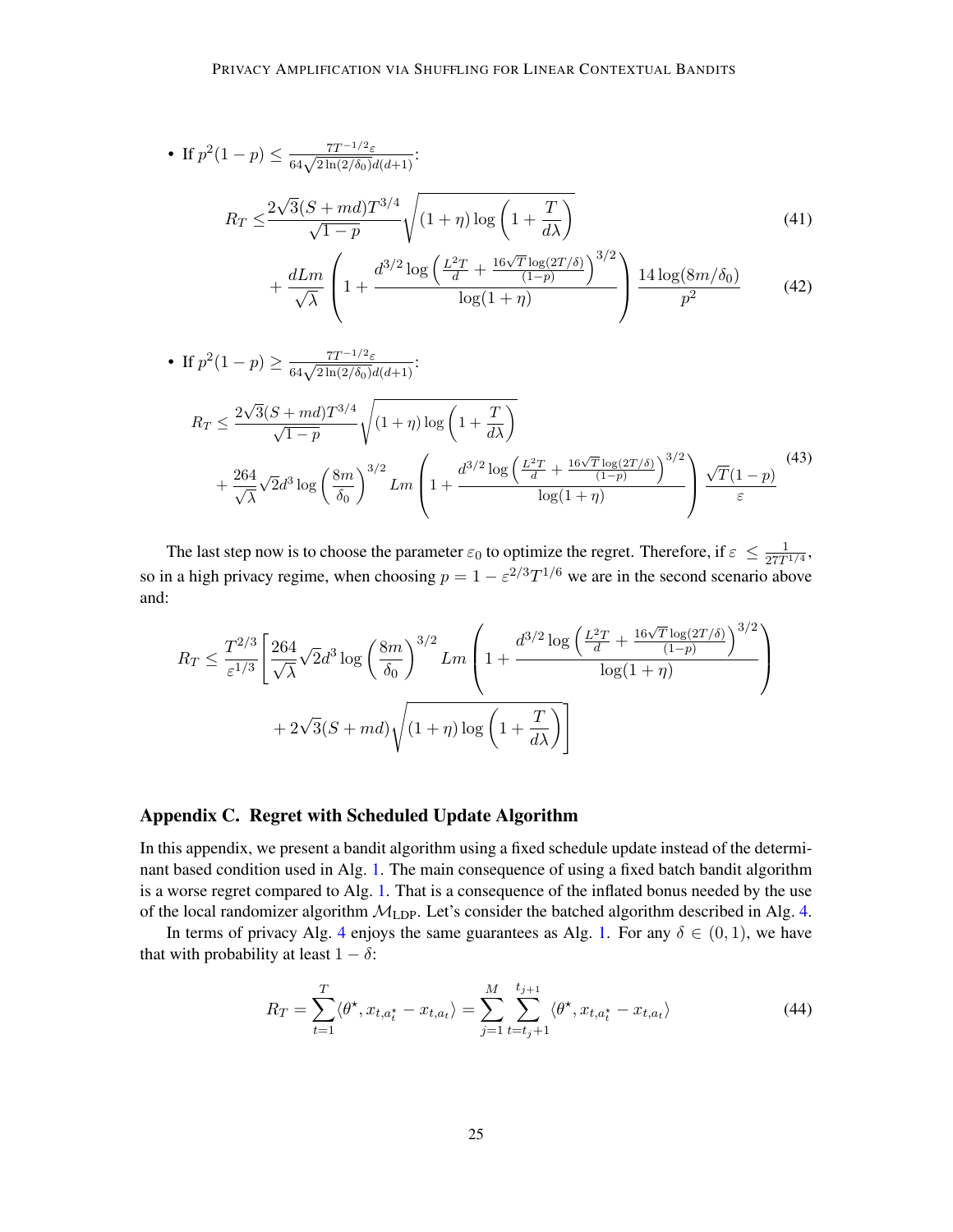- If $p^2(1-p) \leq \frac{7T^{-1/2}\varepsilon}{64\sqrt{2\ln(2/\delta_0)}d(d+1)}$:

$$
R_T \leq \frac{2\sqrt{3}(S+md)T^{3/4}}{\sqrt{1-p}}\sqrt{(1+\eta)\log\left(1+\frac{T}{d\lambda}\right)} \tag{41}
$$

$$
+ \frac{dLm}{\sqrt{\lambda}}\left(1 + \frac{d^{3/2}\log\left(\frac{L^2T}{d} + \frac{16\sqrt{T}\log(2T/\delta)}{(1-p)}\right)^{3/2}}{\log(1+\eta)}\right)\frac{14\log(8m/\delta_0)}{p^2} \tag{42}
$$

- If $p^2(1-p) \geq \frac{7T^{-1/2}\varepsilon}{64\sqrt{2\ln(2/\delta_0)}d(d+1)}$:

$$
\begin{aligned}
R_T \leq \; & \frac{2\sqrt{3}(S+md)T^{3/4}}{\sqrt{1-p}}\sqrt{(1+\eta)\log\left(1+\frac{T}{d\lambda}\right)} \\
& + \frac{264}{\sqrt{\lambda}}\sqrt{2}d^3\log\left(\frac{8m}{\delta_0}\right)^{3/2} Lm\left(1 + \frac{d^{3/2}\log\left(\frac{L^2T}{d} + \frac{16\sqrt{T}\log(2T/\delta)}{(1-p)}\right)^{3/2}}{\log(1+\eta)}\right)\frac{\sqrt{T}(1-p)}{\varepsilon}
\end{aligned} \tag{43}
$$

The last step now is to choose the parameter $\varepsilon_0$ to optimize the regret. Therefore, if $\varepsilon \leq \frac{1}{27T^{1/4}}$, so in a high privacy regime, when choosing $p = 1 - \varepsilon^{2/3}T^{1/6}$ we are in the second scenario above and:

$$
\begin{aligned}
R_T \leq \frac{T^{2/3}}{\varepsilon^{1/3}}\Bigg[ & \frac{264}{\sqrt{\lambda}}\sqrt{2}d^3\log\left(\frac{8m}{\delta_0}\right)^{3/2} Lm\left(1 + \frac{d^{3/2}\log\left(\frac{L^2T}{d} + \frac{16\sqrt{T}\log(2T/\delta)}{(1-p)}\right)^{3/2}}{\log(1+\eta)}\right) \\
& + 2\sqrt{3}(S+md)\sqrt{(1+\eta)\log\left(1+\frac{T}{d\lambda}\right)}\Bigg]
\end{aligned}
$$

## Appendix C. Regret with Scheduled Update Algorithm

In this appendix, we present a bandit algorithm using a fixed schedule update instead of the determinant based condition used in Alg. 1. The main consequence of using a fixed batch bandit algorithm is a worse regret compared to Alg. 1. That is a consequence of the inflated bonus needed by the use of the local randomizer algorithm $\mathcal{M}_{\text{LDP}}$. Let's consider the batched algorithm described in Alg. 4.

In terms of privacy Alg. 4 enjoys the same guarantees as Alg. 1. For any $\delta \in (0,1)$, we have that with probability at least $1-\delta$:

$$
R_T = \sum_{t=1}^{T}\langle \theta^\star, x_{t,a_t^\star} - x_{t,a_t}\rangle = \sum_{j=1}^{M}\sum_{t=t_j+1}^{t_{j+1}}\langle \theta^\star, x_{t,a_t^\star} - x_{t,a_t}\rangle \tag{44}
$$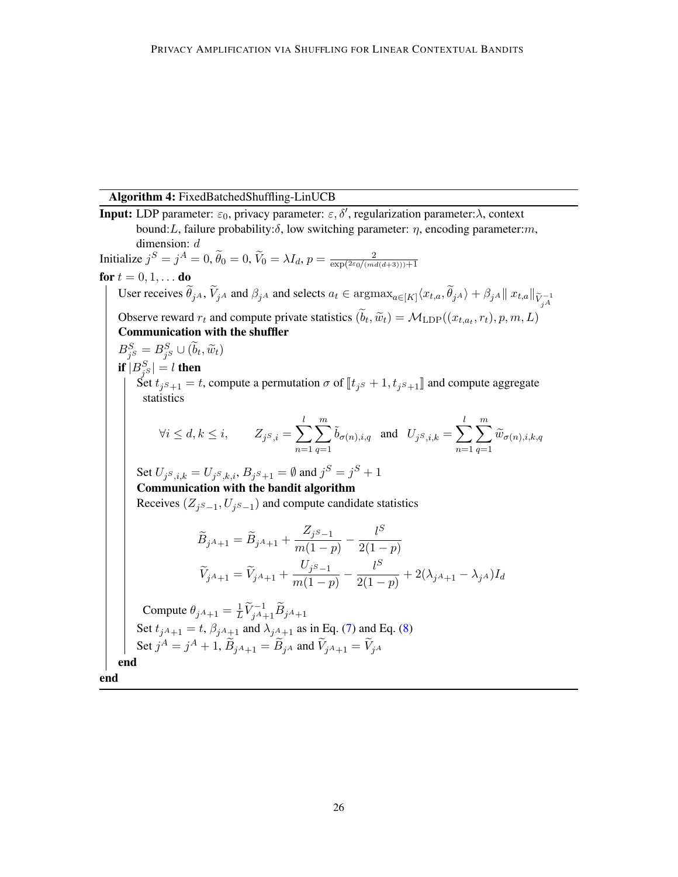**Algorithm 4:** FixedBatchedShuffling-LinUCB

**Input:** LDP parameter: $\varepsilon_0$, privacy parameter: $\varepsilon, \delta'$, regularization parameter:$\lambda$, context bound:$L$, failure probability:$\delta$, low switching parameter: $\eta$, encoding parameter:$m$, dimension: $d$

Initialize $j^S = j^A = 0$, $\widetilde{\theta}_0 = 0$, $\widetilde{V}_0 = \lambda I_d$, $p = \frac{2}{\exp(2\varepsilon_0/(md(d+3)))+1}$

**for** $t = 0, 1, \dots$ **do**

  User receives $\widetilde{\theta}_{j^A}$, $\widetilde{V}_{j^A}$ and $\beta_{j^A}$ and selects $a_t \in \mathrm{argmax}_{a\in[K]}\langle x_{t,a}, \widetilde{\theta}_{j^A}\rangle + \beta_{j^A}\| x_{t,a}\|_{\widetilde{V}_{j^A}^{-1}}$

  Observe reward $r_t$ and compute private statistics $(\widetilde{b}_t, \widetilde{w}_t) = \mathcal{M}_{\mathrm{LDP}}((x_{t,a_t}, r_t), p, m, L)$

  **Communication with the shuffler**

  $B^S_{j^S} = B^S_{j^S} \cup (\widetilde{b}_t, \widetilde{w}_t)$

  **if** $|B^S_{j^S}| = l$ **then**

    Set $t_{j^S+1} = t$, compute a permutation $\sigma$ of $[\![t_{j^S}+1, t_{j^S+1}]\!]$ and compute aggregate statistics

$$\forall i \le d, k \le i, \qquad Z_{j^S,i} = \sum_{n=1}^{l}\sum_{q=1}^{m} \tilde{b}_{\sigma(n),i,q} \quad \text{and} \quad U_{j^S,i,k} = \sum_{n=1}^{l}\sum_{q=1}^{m} \widetilde{w}_{\sigma(n),i,k,q}$$

    Set $U_{j^S,i,k} = U_{j^S,k,i}$, $B_{j^S+1} = \emptyset$ and $j^S = j^S + 1$

    **Communication with the bandit algorithm**

    Receives $(Z_{j^S-1}, U_{j^S-1})$ and compute candidate statistics

$$\widetilde{B}_{j^A+1} = \widetilde{B}_{j^A+1} + \frac{Z_{j^S-1}}{m(1-p)} - \frac{l^S}{2(1-p)}$$

$$\widetilde{V}_{j^A+1} = \widetilde{V}_{j^A+1} + \frac{U_{j^S-1}}{m(1-p)} - \frac{l^S}{2(1-p)} + 2(\lambda_{j^A+1} - \lambda_{j^A})I_d$$

    Compute $\theta_{j^A+1} = \frac{1}{L}\widetilde{V}^{-1}_{j^A+1}\widetilde{B}_{j^A+1}$

    Set $t_{j^A+1} = t$, $\beta_{j^A+1}$ and $\lambda_{j^A+1}$ as in Eq. (7) and Eq. (8)

    Set $j^A = j^A + 1$, $\widetilde{B}_{j^A+1} = \widetilde{B}_{j^A}$ and $\widetilde{V}_{j^A+1} = \widetilde{V}_{j^A}$

  **end**

**end**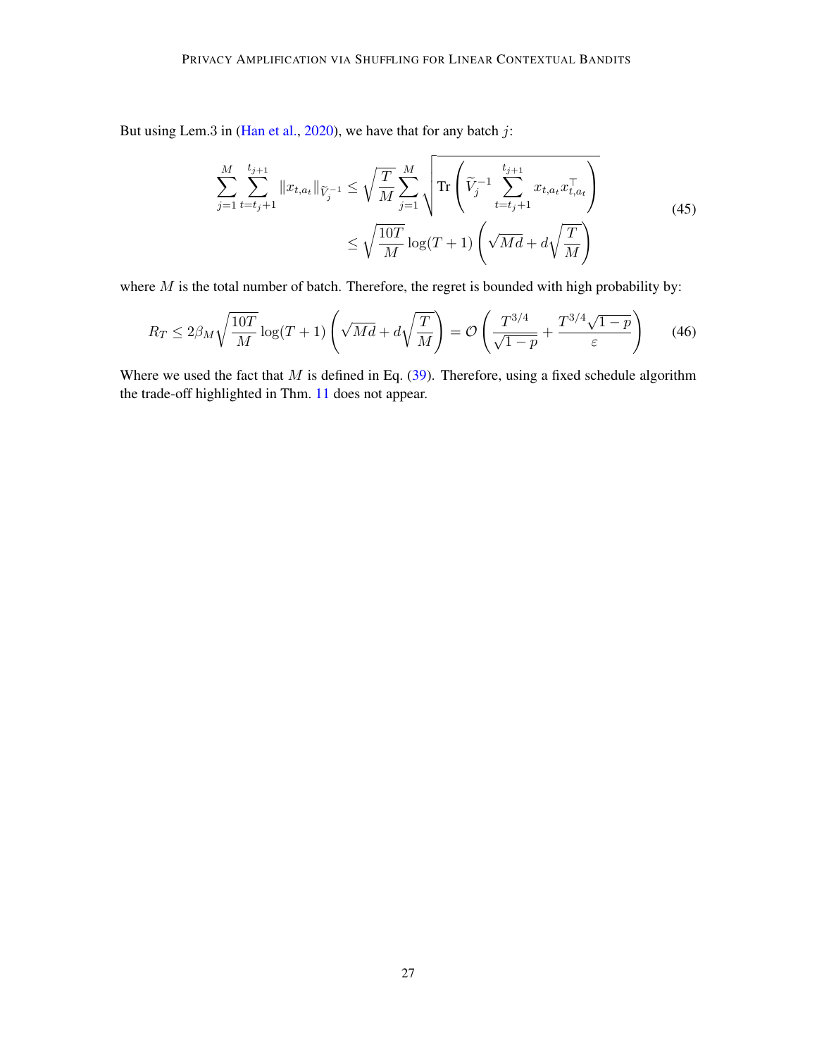But using Lem.3 in (Han et al., 2020), we have that for any batch $j$:

$$
\begin{aligned}
\sum_{j=1}^{M} \sum_{t=t_j+1}^{t_{j+1}} \|x_{t,a_t}\|_{\widetilde{V}_j^{-1}} &\leq \sqrt{\frac{T}{M}} \sum_{j=1}^{M} \sqrt{\operatorname{Tr}\left(\widetilde{V}_j^{-1} \sum_{t=t_j+1}^{t_{j+1}} x_{t,a_t} x_{t,a_t}^{\top}\right)} \\
&\leq \sqrt{\frac{10T}{M}} \log(T+1) \left(\sqrt{Md} + d\sqrt{\frac{T}{M}}\right)
\end{aligned}
\tag{45}
$$

where $M$ is the total number of batch. Therefore, the regret is bounded with high probability by:

$$
R_T \leq 2\beta_M \sqrt{\frac{10T}{M}} \log(T+1) \left(\sqrt{Md} + d\sqrt{\frac{T}{M}}\right) = \mathcal{O}\left(\frac{T^{3/4}}{\sqrt{1-p}} + \frac{T^{3/4}\sqrt{1-p}}{\varepsilon}\right) \tag{46}
$$

Where we used the fact that $M$ is defined in Eq. (39). Therefore, using a fixed schedule algorithm the trade-off highlighted in Thm. 11 does not appear.